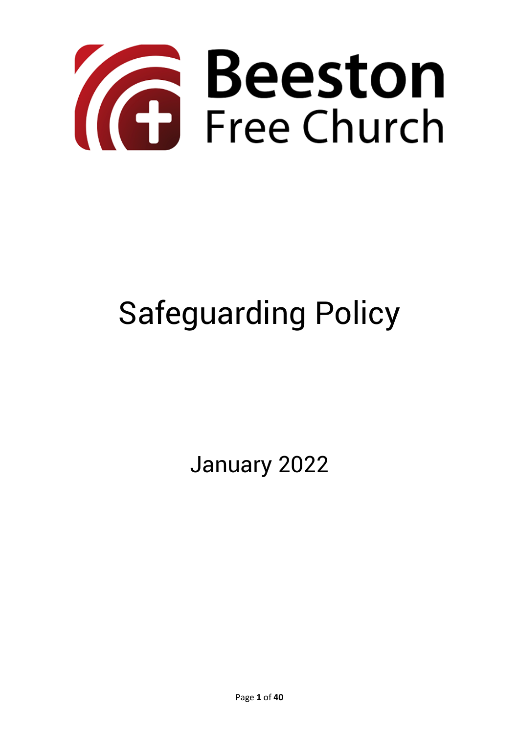Beeston Free Church

# Safeguarding Policy

January 2022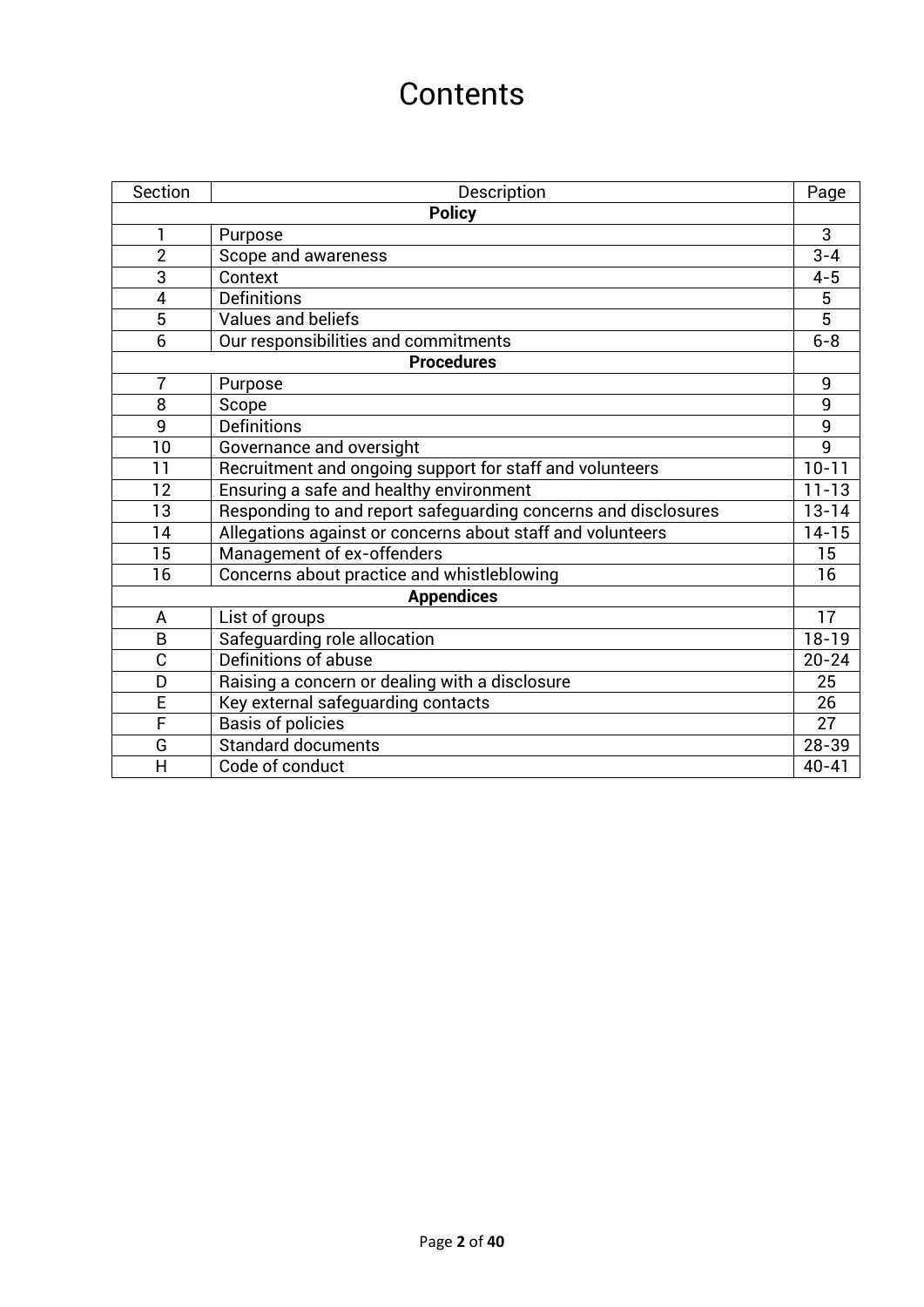# Contents

| Section | Description | Page |
|---|---|---|
| | **Policy** | |
| 1 | Purpose | 3 |
| 2 | Scope and awareness | 3-4 |
| 3 | Context | 4-5 |
| 4 | Definitions | 5 |
| 5 | Values and beliefs | 5 |
| 6 | Our responsibilities and commitments | 6-8 |
| | **Procedures** | |
| 7 | Purpose | 9 |
| 8 | Scope | 9 |
| 9 | Definitions | 9 |
| 10 | Governance and oversight | 9 |
| 11 | Recruitment and ongoing support for staff and volunteers | 10-11 |
| 12 | Ensuring a safe and healthy environment | 11-13 |
| 13 | Responding to and report safeguarding concerns and disclosures | 13-14 |
| 14 | Allegations against or concerns about staff and volunteers | 14-15 |
| 15 | Management of ex-offenders | 15 |
| 16 | Concerns about practice and whistleblowing | 16 |
| | **Appendices** | |
| A | List of groups | 17 |
| B | Safeguarding role allocation | 18-19 |
| C | Definitions of abuse | 20-24 |
| D | Raising a concern or dealing with a disclosure | 25 |
| E | Key external safeguarding contacts | 26 |
| F | Basis of policies | 27 |
| G | Standard documents | 28-39 |
| H | Code of conduct | 40-41 |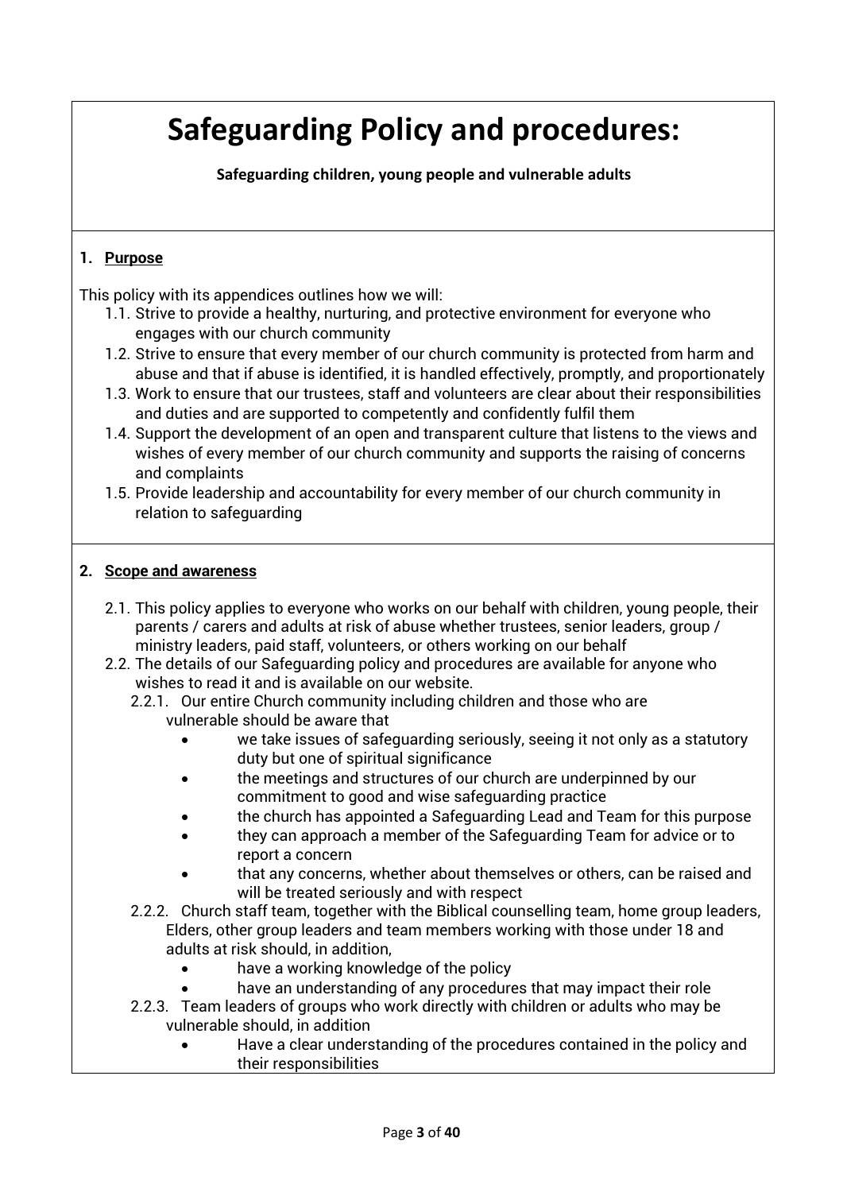# Safeguarding Policy and procedures:

**Safeguarding children, young people and vulnerable adults**

## 1. Purpose

This policy with its appendices outlines how we will:

- 1.1. Strive to provide a healthy, nurturing, and protective environment for everyone who engages with our church community
- 1.2. Strive to ensure that every member of our church community is protected from harm and abuse and that if abuse is identified, it is handled effectively, promptly, and proportionately
- 1.3. Work to ensure that our trustees, staff and volunteers are clear about their responsibilities and duties and are supported to competently and confidently fulfil them
- 1.4. Support the development of an open and transparent culture that listens to the views and wishes of every member of our church community and supports the raising of concerns and complaints
- 1.5. Provide leadership and accountability for every member of our church community in relation to safeguarding

## 2. Scope and awareness

- 2.1. This policy applies to everyone who works on our behalf with children, young people, their parents / carers and adults at risk of abuse whether trustees, senior leaders, group / ministry leaders, paid staff, volunteers, or others working on our behalf
- 2.2. The details of our Safeguarding policy and procedures are available for anyone who wishes to read it and is available on our website.
  - 2.2.1. Our entire Church community including children and those who are vulnerable should be aware that
    - we take issues of safeguarding seriously, seeing it not only as a statutory duty but one of spiritual significance
    - the meetings and structures of our church are underpinned by our commitment to good and wise safeguarding practice
    - the church has appointed a Safeguarding Lead and Team for this purpose
    - they can approach a member of the Safeguarding Team for advice or to report a concern
    - that any concerns, whether about themselves or others, can be raised and will be treated seriously and with respect
  - 2.2.2. Church staff team, together with the Biblical counselling team, home group leaders, Elders, other group leaders and team members working with those under 18 and adults at risk should, in addition,
    - have a working knowledge of the policy
    - have an understanding of any procedures that may impact their role
  - 2.2.3. Team leaders of groups who work directly with children or adults who may be vulnerable should, in addition
    - Have a clear understanding of the procedures contained in the policy and their responsibilities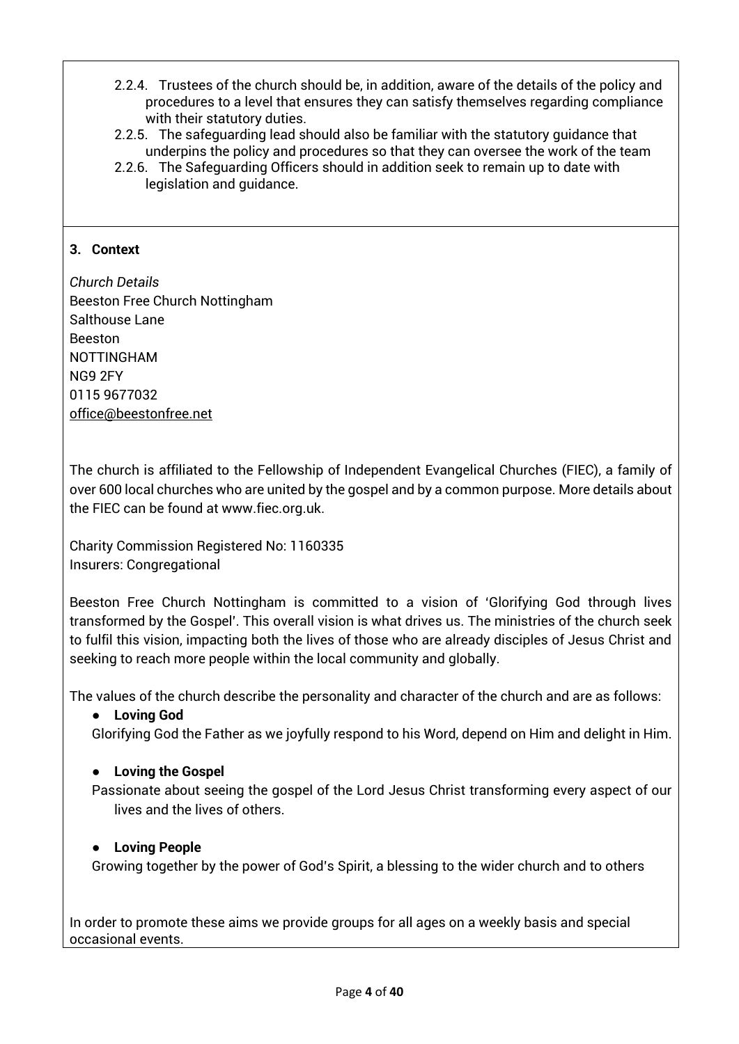2.2.4. Trustees of the church should be, in addition, aware of the details of the policy and procedures to a level that ensures they can satisfy themselves regarding compliance with their statutory duties.

2.2.5. The safeguarding lead should also be familiar with the statutory guidance that underpins the policy and procedures so that they can oversee the work of the team

2.2.6. The Safeguarding Officers should in addition seek to remain up to date with legislation and guidance.

## 3. Context

*Church Details*
Beeston Free Church Nottingham
Salthouse Lane
Beeston
NOTTINGHAM
NG9 2FY
0115 9677032
office@beestonfree.net

The church is affiliated to the Fellowship of Independent Evangelical Churches (FIEC), a family of over 600 local churches who are united by the gospel and by a common purpose. More details about the FIEC can be found at www.fiec.org.uk.

Charity Commission Registered No: 1160335
Insurers: Congregational

Beeston Free Church Nottingham is committed to a vision of 'Glorifying God through lives transformed by the Gospel'. This overall vision is what drives us. The ministries of the church seek to fulfil this vision, impacting both the lives of those who are already disciples of Jesus Christ and seeking to reach more people within the local community and globally.

The values of the church describe the personality and character of the church and are as follows:

- **Loving God**
  Glorifying God the Father as we joyfully respond to his Word, depend on Him and delight in Him.

- **Loving the Gospel**
  Passionate about seeing the gospel of the Lord Jesus Christ transforming every aspect of our lives and the lives of others.

- **Loving People**
  Growing together by the power of God's Spirit, a blessing to the wider church and to others

In order to promote these aims we provide groups for all ages on a weekly basis and special occasional events.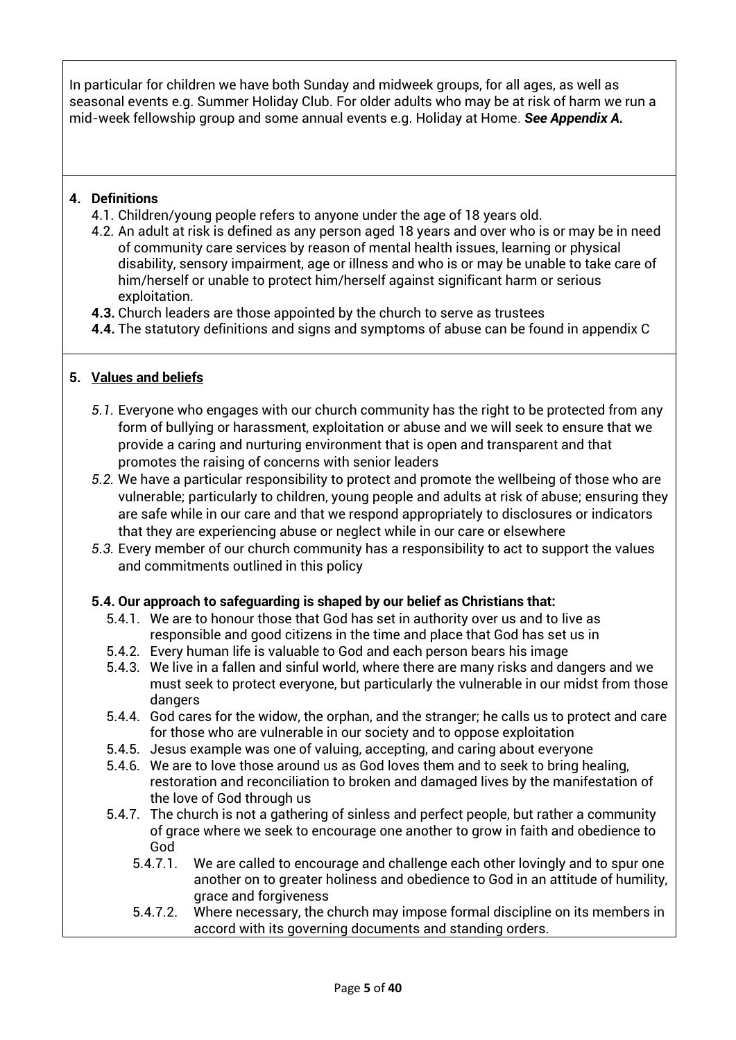In particular for children we have both Sunday and midweek groups, for all ages, as well as seasonal events e.g. Summer Holiday Club. For older adults who may be at risk of harm we run a mid-week fellowship group and some annual events e.g. Holiday at Home. ***See Appendix A.***

**4. Definitions**

4.1. Children/young people refers to anyone under the age of 18 years old.

4.2. An adult at risk is defined as any person aged 18 years and over who is or may be in need of community care services by reason of mental health issues, learning or physical disability, sensory impairment, age or illness and who is or may be unable to take care of him/herself or unable to protect him/herself against significant harm or serious exploitation.

**4.3.** Church leaders are those appointed by the church to serve as trustees

**4.4.** The statutory definitions and signs and symptoms of abuse can be found in appendix C

**5. Values and beliefs**

*5.1.* Everyone who engages with our church community has the right to be protected from any form of bullying or harassment, exploitation or abuse and we will seek to ensure that we provide a caring and nurturing environment that is open and transparent and that promotes the raising of concerns with senior leaders

*5.2.* We have a particular responsibility to protect and promote the wellbeing of those who are vulnerable; particularly to children, young people and adults at risk of abuse; ensuring they are safe while in our care and that we respond appropriately to disclosures or indicators that they are experiencing abuse or neglect while in our care or elsewhere

*5.3.* Every member of our church community has a responsibility to act to support the values and commitments outlined in this policy

**5.4. Our approach to safeguarding is shaped by our belief as Christians that:**

5.4.1. We are to honour those that God has set in authority over us and to live as responsible and good citizens in the time and place that God has set us in

5.4.2. Every human life is valuable to God and each person bears his image

5.4.3. We live in a fallen and sinful world, where there are many risks and dangers and we must seek to protect everyone, but particularly the vulnerable in our midst from those dangers

5.4.4. God cares for the widow, the orphan, and the stranger; he calls us to protect and care for those who are vulnerable in our society and to oppose exploitation

5.4.5. Jesus example was one of valuing, accepting, and caring about everyone

5.4.6. We are to love those around us as God loves them and to seek to bring healing, restoration and reconciliation to broken and damaged lives by the manifestation of the love of God through us

5.4.7. The church is not a gathering of sinless and perfect people, but rather a community of grace where we seek to encourage one another to grow in faith and obedience to God

5.4.7.1. We are called to encourage and challenge each other lovingly and to spur one another on to greater holiness and obedience to God in an attitude of humility, grace and forgiveness

5.4.7.2. Where necessary, the church may impose formal discipline on its members in accord with its governing documents and standing orders.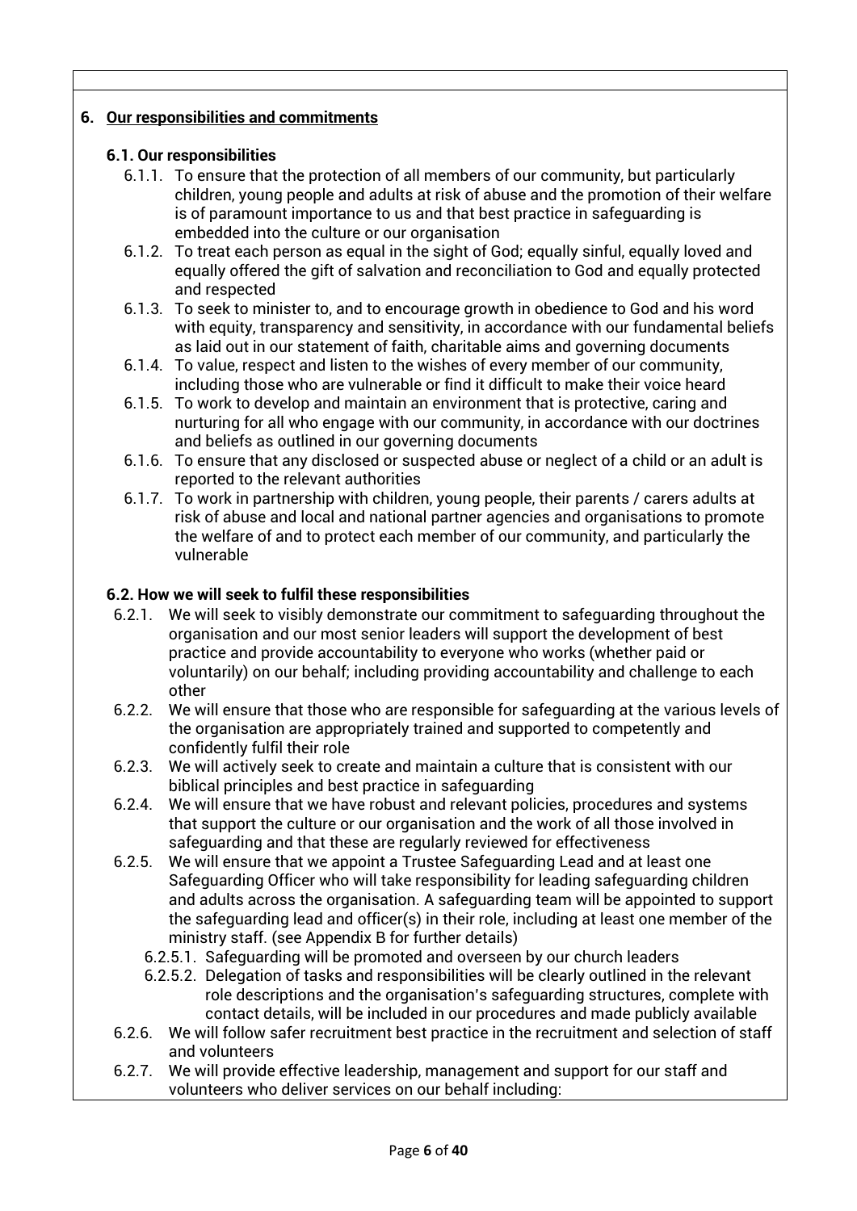## 6. Our responsibilities and commitments

### 6.1. Our responsibilities

6.1.1. To ensure that the protection of all members of our community, but particularly children, young people and adults at risk of abuse and the promotion of their welfare is of paramount importance to us and that best practice in safeguarding is embedded into the culture or our organisation

6.1.2. To treat each person as equal in the sight of God; equally sinful, equally loved and equally offered the gift of salvation and reconciliation to God and equally protected and respected

6.1.3. To seek to minister to, and to encourage growth in obedience to God and his word with equity, transparency and sensitivity, in accordance with our fundamental beliefs as laid out in our statement of faith, charitable aims and governing documents

6.1.4. To value, respect and listen to the wishes of every member of our community, including those who are vulnerable or find it difficult to make their voice heard

6.1.5. To work to develop and maintain an environment that is protective, caring and nurturing for all who engage with our community, in accordance with our doctrines and beliefs as outlined in our governing documents

6.1.6. To ensure that any disclosed or suspected abuse or neglect of a child or an adult is reported to the relevant authorities

6.1.7. To work in partnership with children, young people, their parents / carers adults at risk of abuse and local and national partner agencies and organisations to promote the welfare of and to protect each member of our community, and particularly the vulnerable

### 6.2. How we will seek to fulfil these responsibilities

6.2.1. We will seek to visibly demonstrate our commitment to safeguarding throughout the organisation and our most senior leaders will support the development of best practice and provide accountability to everyone who works (whether paid or voluntarily) on our behalf; including providing accountability and challenge to each other

6.2.2. We will ensure that those who are responsible for safeguarding at the various levels of the organisation are appropriately trained and supported to competently and confidently fulfil their role

6.2.3. We will actively seek to create and maintain a culture that is consistent with our biblical principles and best practice in safeguarding

6.2.4. We will ensure that we have robust and relevant policies, procedures and systems that support the culture or our organisation and the work of all those involved in safeguarding and that these are regularly reviewed for effectiveness

6.2.5. We will ensure that we appoint a Trustee Safeguarding Lead and at least one Safeguarding Officer who will take responsibility for leading safeguarding children and adults across the organisation. A safeguarding team will be appointed to support the safeguarding lead and officer(s) in their role, including at least one member of the ministry staff. (see Appendix B for further details)

- 6.2.5.1. Safeguarding will be promoted and overseen by our church leaders
- 6.2.5.2. Delegation of tasks and responsibilities will be clearly outlined in the relevant role descriptions and the organisation's safeguarding structures, complete with contact details, will be included in our procedures and made publicly available

6.2.6. We will follow safer recruitment best practice in the recruitment and selection of staff and volunteers

6.2.7. We will provide effective leadership, management and support for our staff and volunteers who deliver services on our behalf including: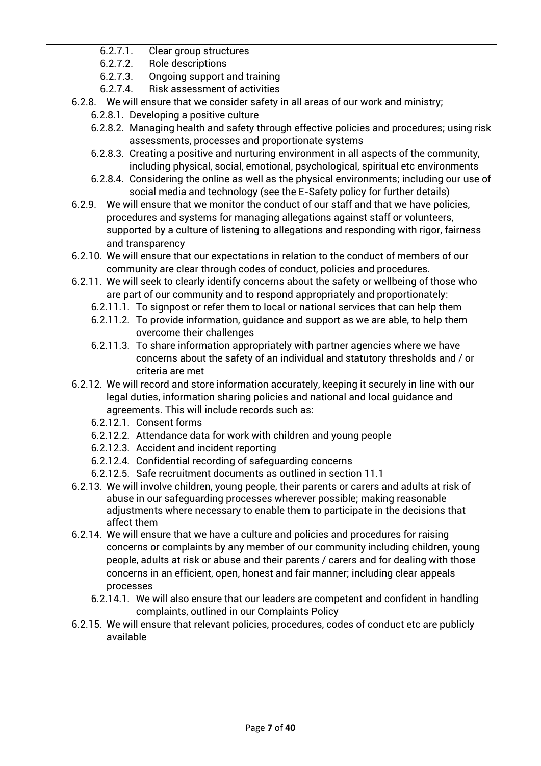- 6.2.7.1. Clear group structures
    - 6.2.7.2. Role descriptions
    - 6.2.7.3. Ongoing support and training
    - 6.2.7.4. Risk assessment of activities
- 6.2.8. We will ensure that we consider safety in all areas of our work and ministry;
    - 6.2.8.1. Developing a positive culture
    - 6.2.8.2. Managing health and safety through effective policies and procedures; using risk assessments, processes and proportionate systems
    - 6.2.8.3. Creating a positive and nurturing environment in all aspects of the community, including physical, social, emotional, psychological, spiritual etc environments
    - 6.2.8.4. Considering the online as well as the physical environments; including our use of social media and technology (see the E-Safety policy for further details)
- 6.2.9. We will ensure that we monitor the conduct of our staff and that we have policies, procedures and systems for managing allegations against staff or volunteers, supported by a culture of listening to allegations and responding with rigor, fairness and transparency
- 6.2.10. We will ensure that our expectations in relation to the conduct of members of our community are clear through codes of conduct, policies and procedures.
- 6.2.11. We will seek to clearly identify concerns about the safety or wellbeing of those who are part of our community and to respond appropriately and proportionately:
    - 6.2.11.1. To signpost or refer them to local or national services that can help them
    - 6.2.11.2. To provide information, guidance and support as we are able, to help them overcome their challenges
    - 6.2.11.3. To share information appropriately with partner agencies where we have concerns about the safety of an individual and statutory thresholds and / or criteria are met
- 6.2.12. We will record and store information accurately, keeping it securely in line with our legal duties, information sharing policies and national and local guidance and agreements. This will include records such as:
    - 6.2.12.1. Consent forms
    - 6.2.12.2. Attendance data for work with children and young people
    - 6.2.12.3. Accident and incident reporting
    - 6.2.12.4. Confidential recording of safeguarding concerns
    - 6.2.12.5. Safe recruitment documents as outlined in section 11.1
- 6.2.13. We will involve children, young people, their parents or carers and adults at risk of abuse in our safeguarding processes wherever possible; making reasonable adjustments where necessary to enable them to participate in the decisions that affect them
- 6.2.14. We will ensure that we have a culture and policies and procedures for raising concerns or complaints by any member of our community including children, young people, adults at risk or abuse and their parents / carers and for dealing with those concerns in an efficient, open, honest and fair manner; including clear appeals processes
    - 6.2.14.1. We will also ensure that our leaders are competent and confident in handling complaints, outlined in our Complaints Policy
- 6.2.15. We will ensure that relevant policies, procedures, codes of conduct etc are publicly available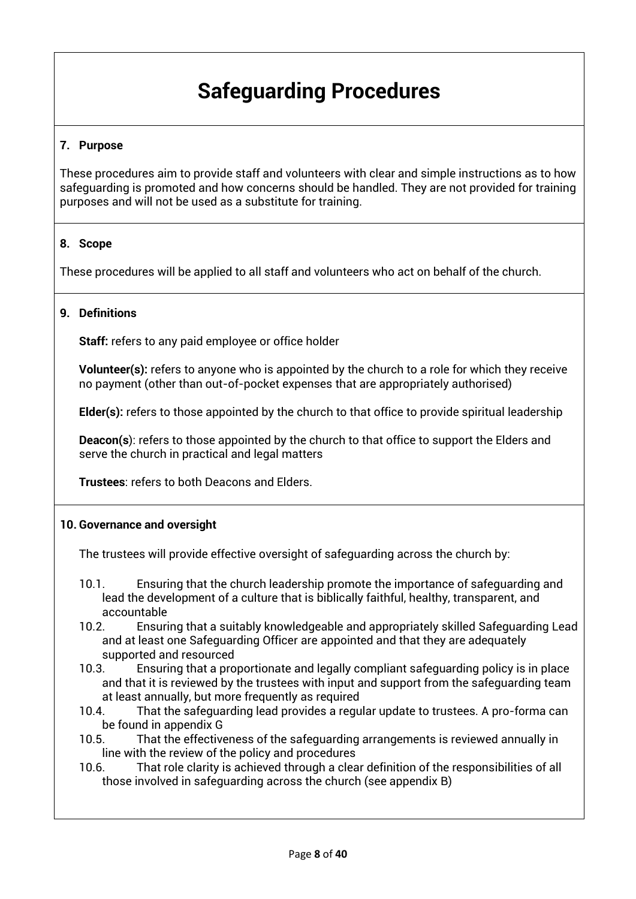# Safeguarding Procedures

## 7. Purpose

These procedures aim to provide staff and volunteers with clear and simple instructions as to how safeguarding is promoted and how concerns should be handled. They are not provided for training purposes and will not be used as a substitute for training.

## 8. Scope

These procedures will be applied to all staff and volunteers who act on behalf of the church.

## 9. Definitions

**Staff:** refers to any paid employee or office holder

**Volunteer(s):** refers to anyone who is appointed by the church to a role for which they receive no payment (other than out-of-pocket expenses that are appropriately authorised)

**Elder(s):** refers to those appointed by the church to that office to provide spiritual leadership

**Deacon(s)**: refers to those appointed by the church to that office to support the Elders and serve the church in practical and legal matters

**Trustees**: refers to both Deacons and Elders.

## 10. Governance and oversight

The trustees will provide effective oversight of safeguarding across the church by:

10.1. Ensuring that the church leadership promote the importance of safeguarding and lead the development of a culture that is biblically faithful, healthy, transparent, and accountable

10.2. Ensuring that a suitably knowledgeable and appropriately skilled Safeguarding Lead and at least one Safeguarding Officer are appointed and that they are adequately supported and resourced

10.3. Ensuring that a proportionate and legally compliant safeguarding policy is in place and that it is reviewed by the trustees with input and support from the safeguarding team at least annually, but more frequently as required

10.4. That the safeguarding lead provides a regular update to trustees. A pro-forma can be found in appendix G

10.5. That the effectiveness of the safeguarding arrangements is reviewed annually in line with the review of the policy and procedures

10.6. That role clarity is achieved through a clear definition of the responsibilities of all those involved in safeguarding across the church (see appendix B)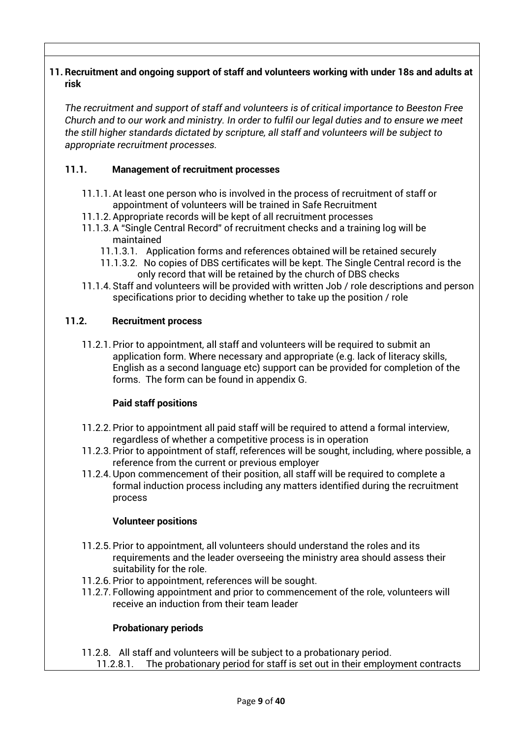## 11. Recruitment and ongoing support of staff and volunteers working with under 18s and adults at risk

*The recruitment and support of staff and volunteers is of critical importance to Beeston Free Church and to our work and ministry. In order to fulfil our legal duties and to ensure we meet the still higher standards dictated by scripture, all staff and volunteers will be subject to appropriate recruitment processes.*

### 11.1. Management of recruitment processes

- 11.1.1. At least one person who is involved in the process of recruitment of staff or appointment of volunteers will be trained in Safe Recruitment
- 11.1.2. Appropriate records will be kept of all recruitment processes
- 11.1.3. A "Single Central Record" of recruitment checks and a training log will be maintained
  - 11.1.3.1. Application forms and references obtained will be retained securely
  - 11.1.3.2. No copies of DBS certificates will be kept. The Single Central record is the only record that will be retained by the church of DBS checks
- 11.1.4. Staff and volunteers will be provided with written Job / role descriptions and person specifications prior to deciding whether to take up the position / role

### 11.2. Recruitment process

- 11.2.1. Prior to appointment, all staff and volunteers will be required to submit an application form. Where necessary and appropriate (e.g. lack of literacy skills, English as a second language etc) support can be provided for completion of the forms. The form can be found in appendix G.

**Paid staff positions**

- 11.2.2. Prior to appointment all paid staff will be required to attend a formal interview, regardless of whether a competitive process is in operation
- 11.2.3. Prior to appointment of staff, references will be sought, including, where possible, a reference from the current or previous employer
- 11.2.4. Upon commencement of their position, all staff will be required to complete a formal induction process including any matters identified during the recruitment process

**Volunteer positions**

- 11.2.5. Prior to appointment, all volunteers should understand the roles and its requirements and the leader overseeing the ministry area should assess their suitability for the role.
- 11.2.6. Prior to appointment, references will be sought.
- 11.2.7. Following appointment and prior to commencement of the role, volunteers will receive an induction from their team leader

**Probationary periods**

- 11.2.8. All staff and volunteers will be subject to a probationary period.
  - 11.2.8.1. The probationary period for staff is set out in their employment contracts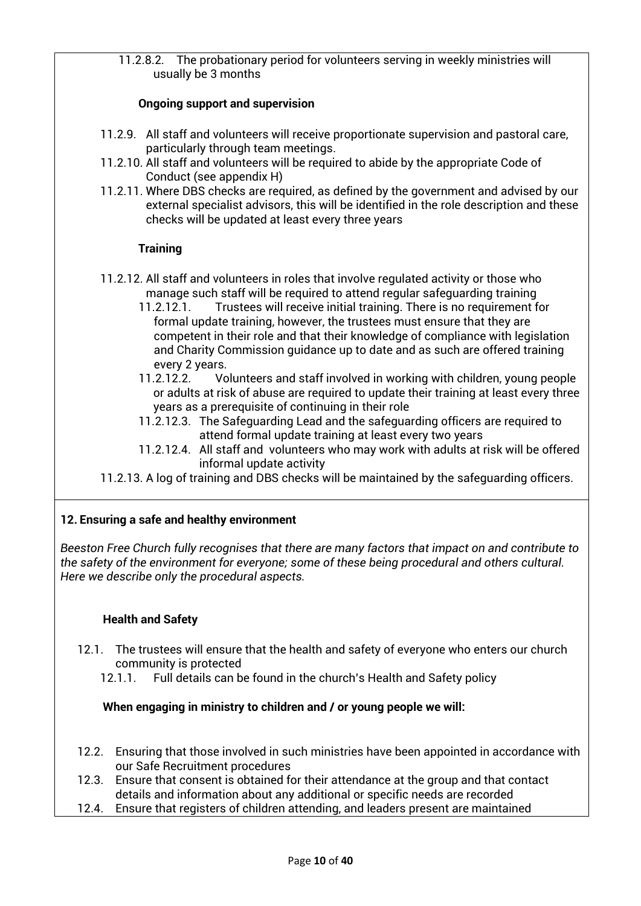11.2.8.2. The probationary period for volunteers serving in weekly ministries will usually be 3 months

**Ongoing support and supervision**

11.2.9. All staff and volunteers will receive proportionate supervision and pastoral care, particularly through team meetings.

11.2.10. All staff and volunteers will be required to abide by the appropriate Code of Conduct (see appendix H)

11.2.11. Where DBS checks are required, as defined by the government and advised by our external specialist advisors, this will be identified in the role description and these checks will be updated at least every three years

**Training**

11.2.12. All staff and volunteers in roles that involve regulated activity or those who manage such staff will be required to attend regular safeguarding training

11.2.12.1. Trustees will receive initial training. There is no requirement for formal update training, however, the trustees must ensure that they are competent in their role and that their knowledge of compliance with legislation and Charity Commission guidance up to date and as such are offered training every 2 years.

11.2.12.2. Volunteers and staff involved in working with children, young people or adults at risk of abuse are required to update their training at least every three years as a prerequisite of continuing in their role

11.2.12.3. The Safeguarding Lead and the safeguarding officers are required to attend formal update training at least every two years

11.2.12.4. All staff and volunteers who may work with adults at risk will be offered informal update activity

11.2.13. A log of training and DBS checks will be maintained by the safeguarding officers.

## 12. Ensuring a safe and healthy environment

*Beeston Free Church fully recognises that there are many factors that impact on and contribute to the safety of the environment for everyone; some of these being procedural and others cultural. Here we describe only the procedural aspects.*

**Health and Safety**

12.1. The trustees will ensure that the health and safety of everyone who enters our church community is protected

12.1.1. Full details can be found in the church's Health and Safety policy

**When engaging in ministry to children and / or young people we will:**

12.2. Ensuring that those involved in such ministries have been appointed in accordance with our Safe Recruitment procedures

12.3. Ensure that consent is obtained for their attendance at the group and that contact details and information about any additional or specific needs are recorded

12.4. Ensure that registers of children attending, and leaders present are maintained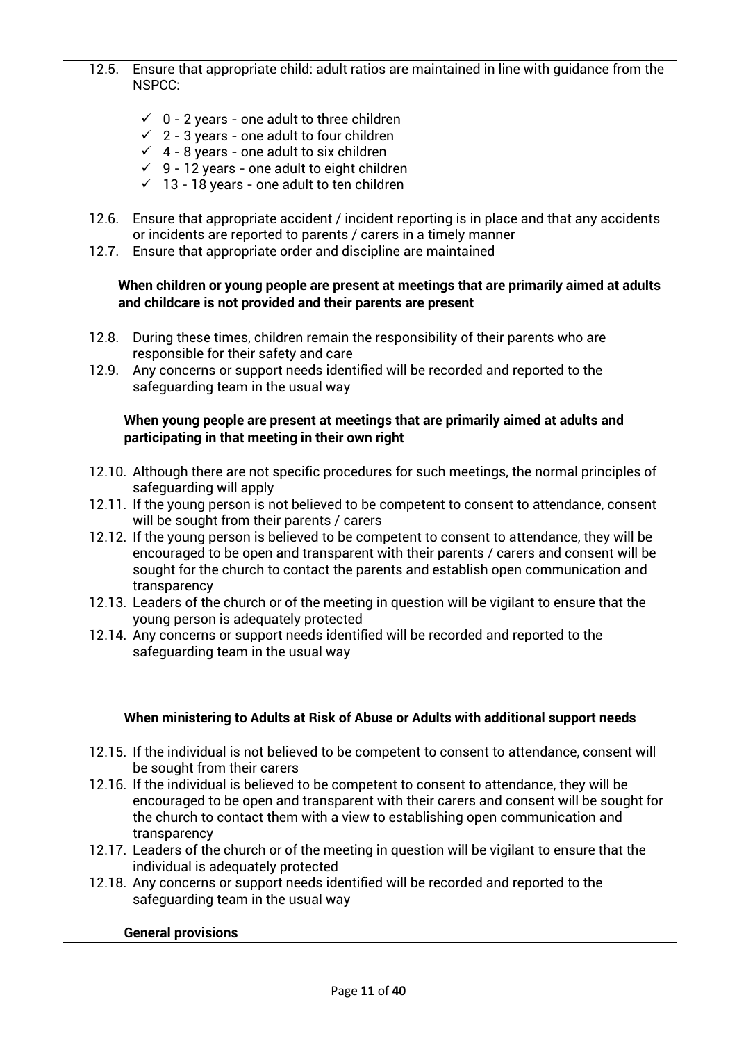12.5. Ensure that appropriate child: adult ratios are maintained in line with guidance from the NSPCC:

- ✓ 0 - 2 years - one adult to three children
- ✓ 2 - 3 years - one adult to four children
- ✓ 4 - 8 years - one adult to six children
- ✓ 9 - 12 years - one adult to eight children
- ✓ 13 - 18 years - one adult to ten children

12.6. Ensure that appropriate accident / incident reporting is in place and that any accidents or incidents are reported to parents / carers in a timely manner

12.7. Ensure that appropriate order and discipline are maintained

**When children or young people are present at meetings that are primarily aimed at adults and childcare is not provided and their parents are present**

12.8. During these times, children remain the responsibility of their parents who are responsible for their safety and care

12.9. Any concerns or support needs identified will be recorded and reported to the safeguarding team in the usual way

**When young people are present at meetings that are primarily aimed at adults and participating in that meeting in their own right**

12.10. Although there are not specific procedures for such meetings, the normal principles of safeguarding will apply

12.11. If the young person is not believed to be competent to consent to attendance, consent will be sought from their parents / carers

12.12. If the young person is believed to be competent to consent to attendance, they will be encouraged to be open and transparent with their parents / carers and consent will be sought for the church to contact the parents and establish open communication and transparency

12.13. Leaders of the church or of the meeting in question will be vigilant to ensure that the young person is adequately protected

12.14. Any concerns or support needs identified will be recorded and reported to the safeguarding team in the usual way

**When ministering to Adults at Risk of Abuse or Adults with additional support needs**

12.15. If the individual is not believed to be competent to consent to attendance, consent will be sought from their carers

12.16. If the individual is believed to be competent to consent to attendance, they will be encouraged to be open and transparent with their carers and consent will be sought for the church to contact them with a view to establishing open communication and transparency

12.17. Leaders of the church or of the meeting in question will be vigilant to ensure that the individual is adequately protected

12.18. Any concerns or support needs identified will be recorded and reported to the safeguarding team in the usual way

**General provisions**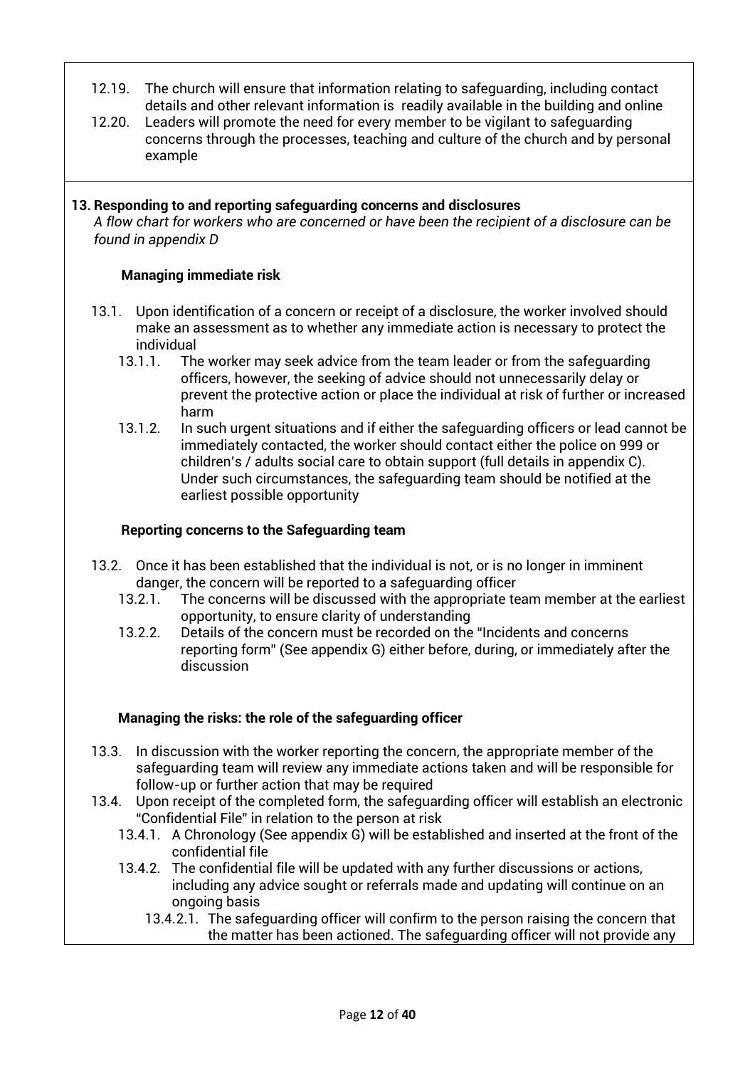12.19. The church will ensure that information relating to safeguarding, including contact details and other relevant information is readily available in the building and online

12.20. Leaders will promote the need for every member to be vigilant to safeguarding concerns through the processes, teaching and culture of the church and by personal example

## 13. Responding to and reporting safeguarding concerns and disclosures

*A flow chart for workers who are concerned or have been the recipient of a disclosure can be found in appendix D*

### Managing immediate risk

13.1. Upon identification of a concern or receipt of a disclosure, the worker involved should make an assessment as to whether any immediate action is necessary to protect the individual

- 13.1.1. The worker may seek advice from the team leader or from the safeguarding officers, however, the seeking of advice should not unnecessarily delay or prevent the protective action or place the individual at risk of further or increased harm
- 13.1.2. In such urgent situations and if either the safeguarding officers or lead cannot be immediately contacted, the worker should contact either the police on 999 or children's / adults social care to obtain support (full details in appendix C). Under such circumstances, the safeguarding team should be notified at the earliest possible opportunity

### Reporting concerns to the Safeguarding team

13.2. Once it has been established that the individual is not, or is no longer in imminent danger, the concern will be reported to a safeguarding officer

- 13.2.1. The concerns will be discussed with the appropriate team member at the earliest opportunity, to ensure clarity of understanding
- 13.2.2. Details of the concern must be recorded on the "Incidents and concerns reporting form" (See appendix G) either before, during, or immediately after the discussion

### Managing the risks: the role of the safeguarding officer

13.3. In discussion with the worker reporting the concern, the appropriate member of the safeguarding team will review any immediate actions taken and will be responsible for follow-up or further action that may be required

13.4. Upon receipt of the completed form, the safeguarding officer will establish an electronic "Confidential File" in relation to the person at risk

- 13.4.1. A Chronology (See appendix G) will be established and inserted at the front of the confidential file
- 13.4.2. The confidential file will be updated with any further discussions or actions, including any advice sought or referrals made and updating will continue on an ongoing basis
  - 13.4.2.1. The safeguarding officer will confirm to the person raising the concern that the matter has been actioned. The safeguarding officer will not provide any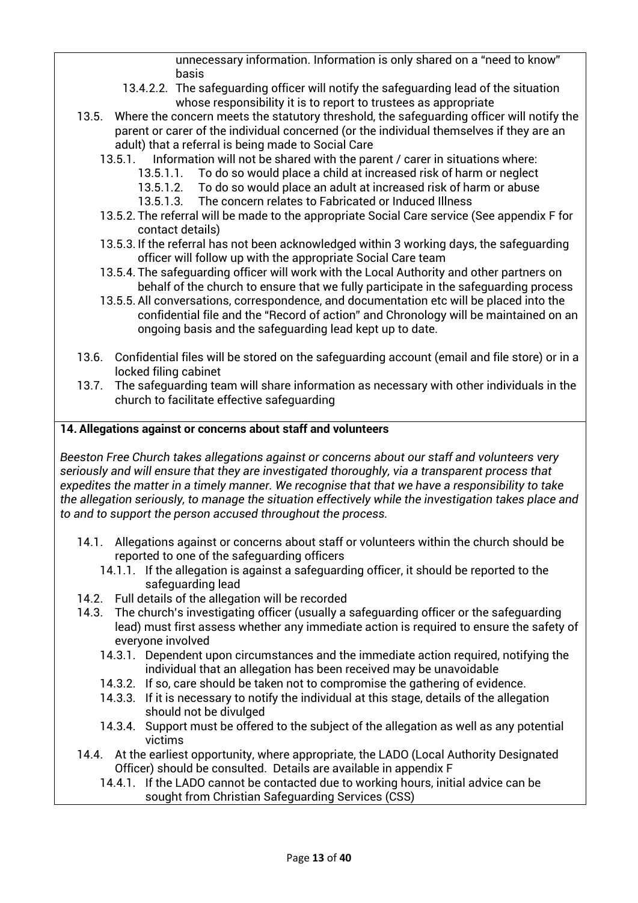unnecessary information. Information is only shared on a "need to know" basis

- 13.4.2.2. The safeguarding officer will notify the safeguarding lead of the situation whose responsibility it is to report to trustees as appropriate

- 13.5. Where the concern meets the statutory threshold, the safeguarding officer will notify the parent or carer of the individual concerned (or the individual themselves if they are an adult) that a referral is being made to Social Care
  - 13.5.1. Information will not be shared with the parent / carer in situations where:
    - 13.5.1.1. To do so would place a child at increased risk of harm or neglect
    - 13.5.1.2. To do so would place an adult at increased risk of harm or abuse
    - 13.5.1.3. The concern relates to Fabricated or Induced Illness
  - 13.5.2. The referral will be made to the appropriate Social Care service (See appendix F for contact details)
  - 13.5.3. If the referral has not been acknowledged within 3 working days, the safeguarding officer will follow up with the appropriate Social Care team
  - 13.5.4. The safeguarding officer will work with the Local Authority and other partners on behalf of the church to ensure that we fully participate in the safeguarding process
  - 13.5.5. All conversations, correspondence, and documentation etc will be placed into the confidential file and the "Record of action" and Chronology will be maintained on an ongoing basis and the safeguarding lead kept up to date.

- 13.6. Confidential files will be stored on the safeguarding account (email and file store) or in a locked filing cabinet
- 13.7. The safeguarding team will share information as necessary with other individuals in the church to facilitate effective safeguarding

**14. Allegations against or concerns about staff and volunteers**

*Beeston Free Church takes allegations against or concerns about our staff and volunteers very seriously and will ensure that they are investigated thoroughly, via a transparent process that expedites the matter in a timely manner. We recognise that that we have a responsibility to take the allegation seriously, to manage the situation effectively while the investigation takes place and to and to support the person accused throughout the process.*

- 14.1. Allegations against or concerns about staff or volunteers within the church should be reported to one of the safeguarding officers
  - 14.1.1. If the allegation is against a safeguarding officer, it should be reported to the safeguarding lead
- 14.2. Full details of the allegation will be recorded
- 14.3. The church's investigating officer (usually a safeguarding officer or the safeguarding lead) must first assess whether any immediate action is required to ensure the safety of everyone involved
  - 14.3.1. Dependent upon circumstances and the immediate action required, notifying the individual that an allegation has been received may be unavoidable
  - 14.3.2. If so, care should be taken not to compromise the gathering of evidence.
  - 14.3.3. If it is necessary to notify the individual at this stage, details of the allegation should not be divulged
  - 14.3.4. Support must be offered to the subject of the allegation as well as any potential victims
- 14.4. At the earliest opportunity, where appropriate, the LADO (Local Authority Designated Officer) should be consulted. Details are available in appendix F
  - 14.4.1. If the LADO cannot be contacted due to working hours, initial advice can be sought from Christian Safeguarding Services (CSS)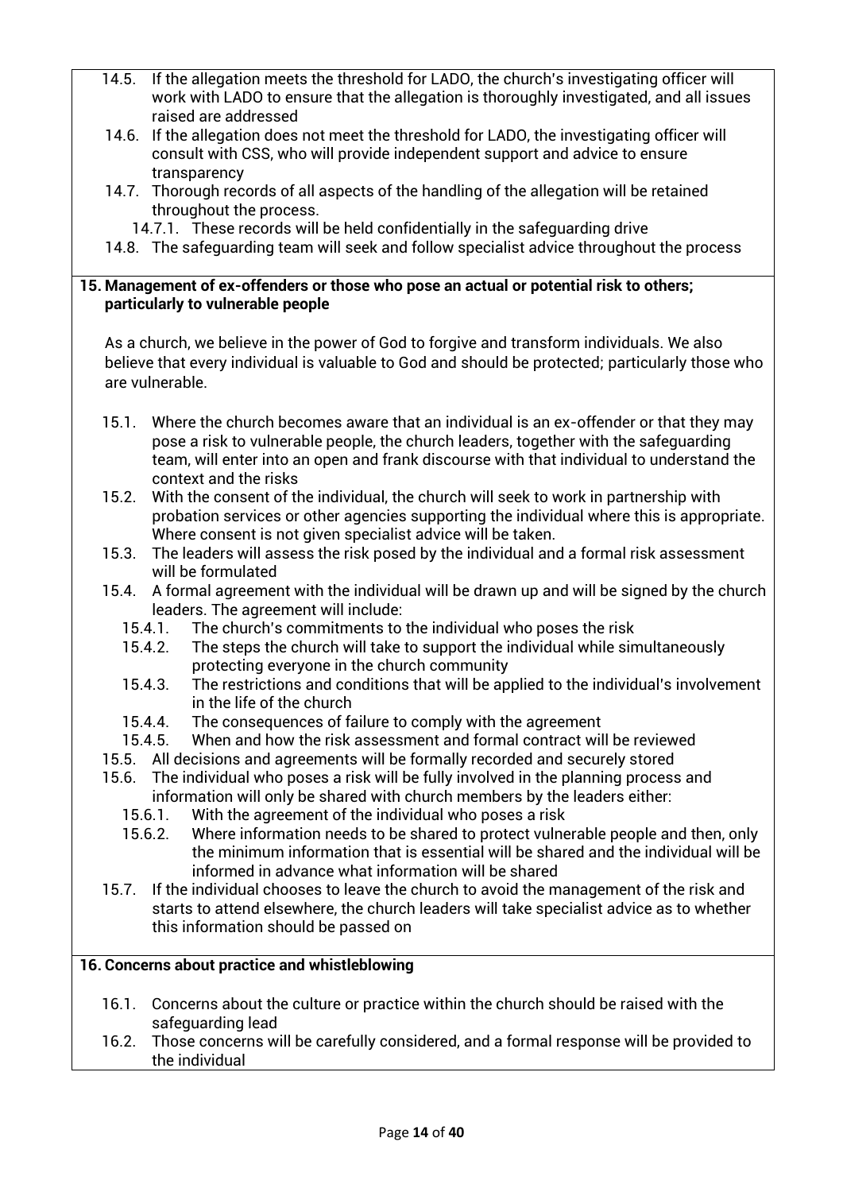14.5. If the allegation meets the threshold for LADO, the church's investigating officer will work with LADO to ensure that the allegation is thoroughly investigated, and all issues raised are addressed

14.6. If the allegation does not meet the threshold for LADO, the investigating officer will consult with CSS, who will provide independent support and advice to ensure transparency

14.7. Thorough records of all aspects of the handling of the allegation will be retained throughout the process.

  14.7.1. These records will be held confidentially in the safeguarding drive

14.8. The safeguarding team will seek and follow specialist advice throughout the process

## 15. Management of ex-offenders or those who pose an actual or potential risk to others; particularly to vulnerable people

As a church, we believe in the power of God to forgive and transform individuals. We also believe that every individual is valuable to God and should be protected; particularly those who are vulnerable.

15.1. Where the church becomes aware that an individual is an ex-offender or that they may pose a risk to vulnerable people, the church leaders, together with the safeguarding team, will enter into an open and frank discourse with that individual to understand the context and the risks

15.2. With the consent of the individual, the church will seek to work in partnership with probation services or other agencies supporting the individual where this is appropriate. Where consent is not given specialist advice will be taken.

15.3. The leaders will assess the risk posed by the individual and a formal risk assessment will be formulated

15.4. A formal agreement with the individual will be drawn up and will be signed by the church leaders. The agreement will include:

  15.4.1. The church's commitments to the individual who poses the risk

  15.4.2. The steps the church will take to support the individual while simultaneously protecting everyone in the church community

  15.4.3. The restrictions and conditions that will be applied to the individual's involvement in the life of the church

  15.4.4. The consequences of failure to comply with the agreement

  15.4.5. When and how the risk assessment and formal contract will be reviewed

15.5. All decisions and agreements will be formally recorded and securely stored

15.6. The individual who poses a risk will be fully involved in the planning process and information will only be shared with church members by the leaders either:

  15.6.1. With the agreement of the individual who poses a risk

  15.6.2. Where information needs to be shared to protect vulnerable people and then, only the minimum information that is essential will be shared and the individual will be informed in advance what information will be shared

15.7. If the individual chooses to leave the church to avoid the management of the risk and starts to attend elsewhere, the church leaders will take specialist advice as to whether this information should be passed on

## 16. Concerns about practice and whistleblowing

16.1. Concerns about the culture or practice within the church should be raised with the safeguarding lead

16.2. Those concerns will be carefully considered, and a formal response will be provided to the individual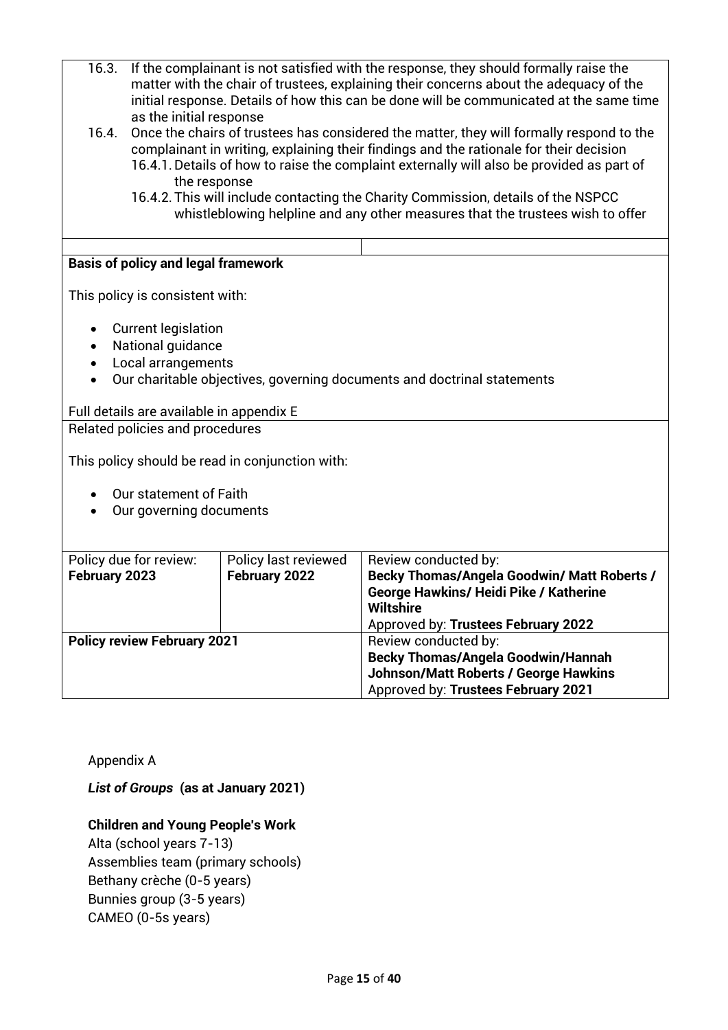16.3. If the complainant is not satisfied with the response, they should formally raise the matter with the chair of trustees, explaining their concerns about the adequacy of the initial response. Details of how this can be done will be communicated at the same time as the initial response

16.4. Once the chairs of trustees has considered the matter, they will formally respond to the complainant in writing, explaining their findings and the rationale for their decision

16.4.1. Details of how to raise the complaint externally will also be provided as part of the response

16.4.2. This will include contacting the Charity Commission, details of the NSPCC whistleblowing helpline and any other measures that the trustees wish to offer

**Basis of policy and legal framework**

This policy is consistent with:

- Current legislation
- National guidance
- Local arrangements
- Our charitable objectives, governing documents and doctrinal statements

Full details are available in appendix E

Related policies and procedures

This policy should be read in conjunction with:

- Our statement of Faith
- Our governing documents

| Policy due for review: **February 2023** | Policy last reviewed **February 2022** | Review conducted by: **Becky Thomas/Angela Goodwin/ Matt Roberts / George Hawkins/ Heidi Pike / Katherine Wiltshire** Approved by: **Trustees February 2022** |
|---|---|---|
| **Policy review February 2021** | | Review conducted by: **Becky Thomas/Angela Goodwin/Hannah Johnson/Matt Roberts / George Hawkins** Approved by: **Trustees February 2021** |

Appendix A

***List of Groups*** **(as at January 2021)**

**Children and Young People's Work**

Alta (school years 7-13)
Assemblies team (primary schools)
Bethany crèche (0-5 years)
Bunnies group (3-5 years)
CAMEO (0-5s years)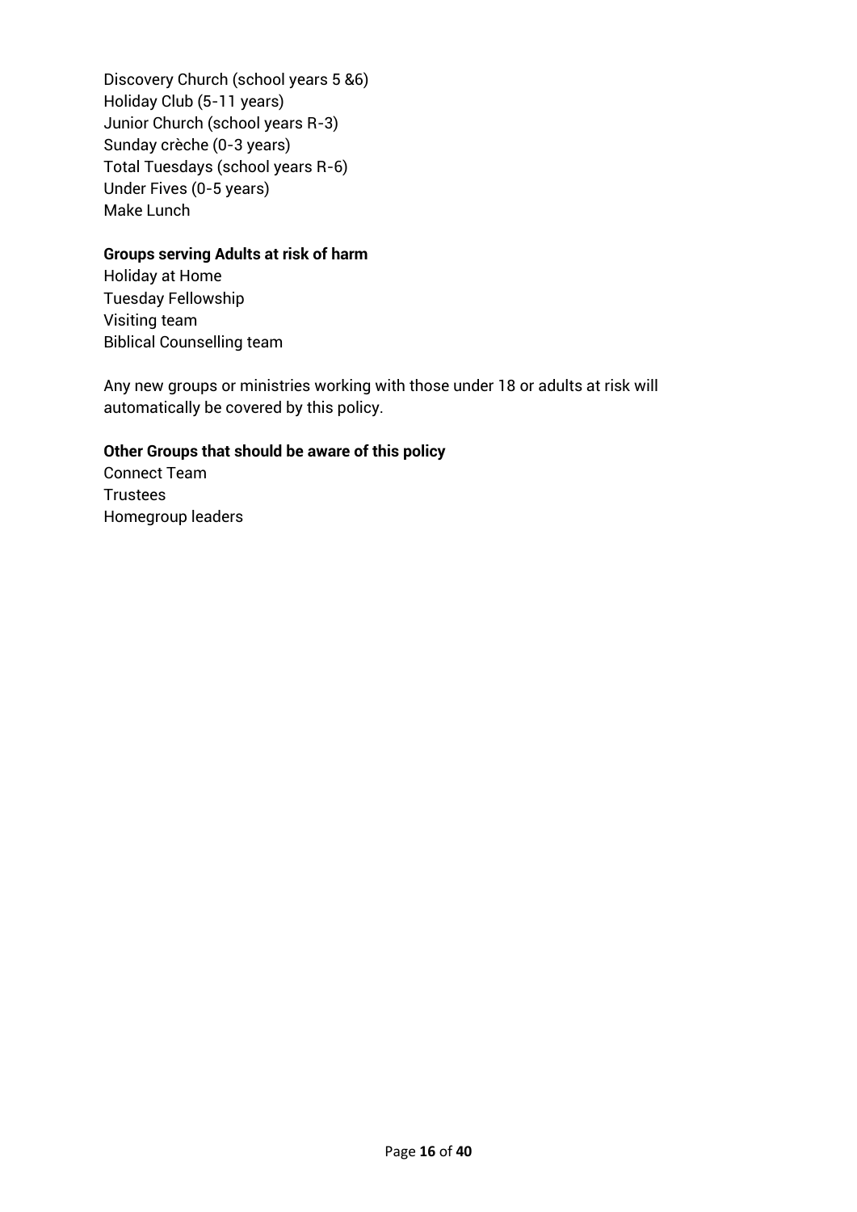Discovery Church (school years 5 &6)
Holiday Club (5-11 years)
Junior Church (school years R-3)
Sunday crèche (0-3 years)
Total Tuesdays (school years R-6)
Under Fives (0-5 years)
Make Lunch

**Groups serving Adults at risk of harm**
Holiday at Home
Tuesday Fellowship
Visiting team
Biblical Counselling team

Any new groups or ministries working with those under 18 or adults at risk will automatically be covered by this policy.

**Other Groups that should be aware of this policy**
Connect Team
Trustees
Homegroup leaders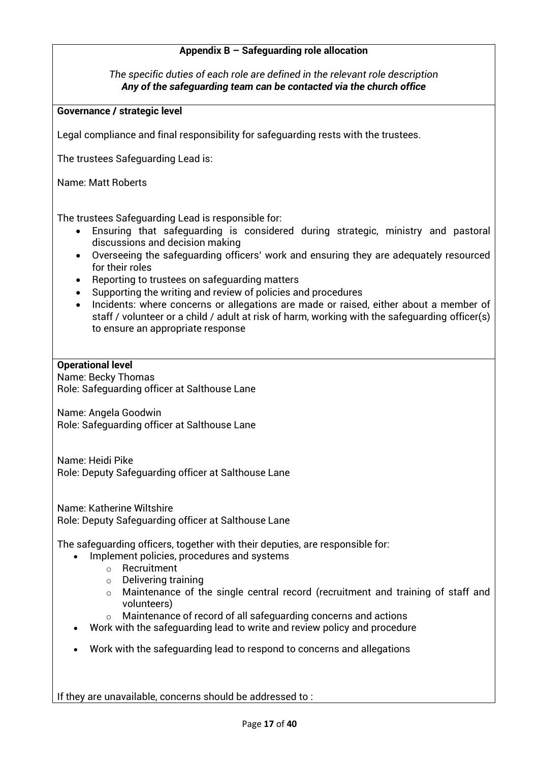**Appendix B – Safeguarding role allocation**

*The specific duties of each role are defined in the relevant role description*
***Any of the safeguarding team can be contacted via the church office***

**Governance / strategic level**

Legal compliance and final responsibility for safeguarding rests with the trustees.

The trustees Safeguarding Lead is:

Name: Matt Roberts

The trustees Safeguarding Lead is responsible for:

- Ensuring that safeguarding is considered during strategic, ministry and pastoral discussions and decision making
- Overseeing the safeguarding officers' work and ensuring they are adequately resourced for their roles
- Reporting to trustees on safeguarding matters
- Supporting the writing and review of policies and procedures
- Incidents: where concerns or allegations are made or raised, either about a member of staff / volunteer or a child / adult at risk of harm, working with the safeguarding officer(s) to ensure an appropriate response

**Operational level**

Name: Becky Thomas
Role: Safeguarding officer at Salthouse Lane

Name: Angela Goodwin
Role: Safeguarding officer at Salthouse Lane

Name: Heidi Pike
Role: Deputy Safeguarding officer at Salthouse Lane

Name: Katherine Wiltshire
Role: Deputy Safeguarding officer at Salthouse Lane

The safeguarding officers, together with their deputies, are responsible for:

- Implement policies, procedures and systems
  - Recruitment
  - Delivering training
  - Maintenance of the single central record (recruitment and training of staff and volunteers)
  - Maintenance of record of all safeguarding concerns and actions
- Work with the safeguarding lead to write and review policy and procedure
- Work with the safeguarding lead to respond to concerns and allegations

If they are unavailable, concerns should be addressed to :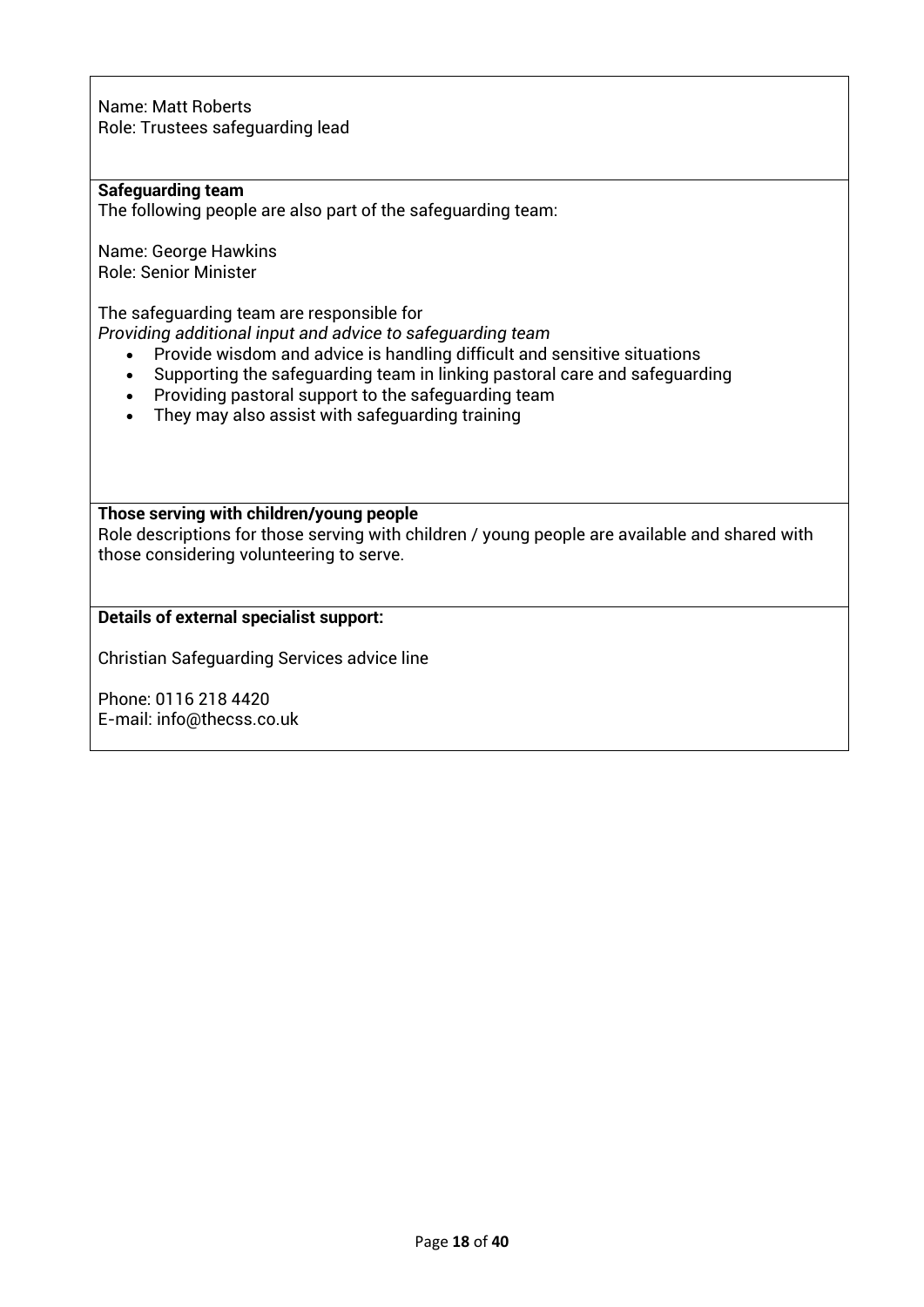Name: Matt Roberts
Role: Trustees safeguarding lead

**Safeguarding team**
The following people are also part of the safeguarding team:

Name: George Hawkins
Role: Senior Minister

The safeguarding team are responsible for
*Providing additional input and advice to safeguarding team*

- Provide wisdom and advice is handling difficult and sensitive situations
- Supporting the safeguarding team in linking pastoral care and safeguarding
- Providing pastoral support to the safeguarding team
- They may also assist with safeguarding training

**Those serving with children/young people**
Role descriptions for those serving with children / young people are available and shared with those considering volunteering to serve.

**Details of external specialist support:**

Christian Safeguarding Services advice line

Phone: 0116 218 4420
E-mail: info@thecss.co.uk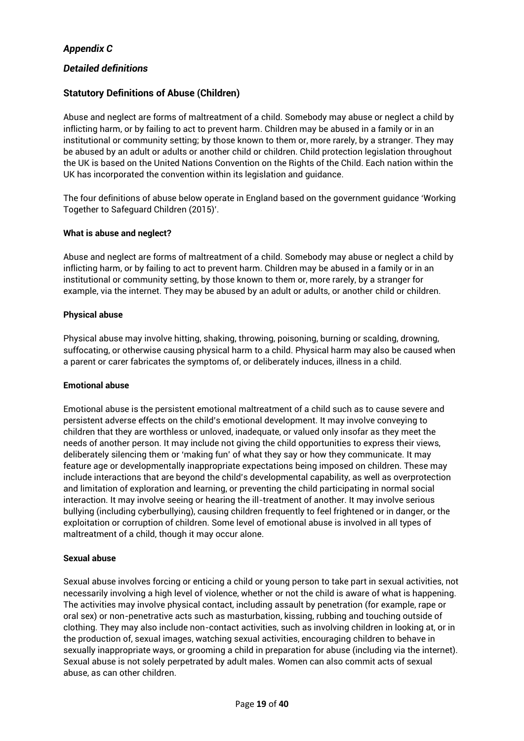## *Appendix C*

## *Detailed definitions*

### Statutory Definitions of Abuse (Children)

Abuse and neglect are forms of maltreatment of a child. Somebody may abuse or neglect a child by inflicting harm, or by failing to act to prevent harm. Children may be abused in a family or in an institutional or community setting; by those known to them or, more rarely, by a stranger. They may be abused by an adult or adults or another child or children. Child protection legislation throughout the UK is based on the United Nations Convention on the Rights of the Child. Each nation within the UK has incorporated the convention within its legislation and guidance.

The four definitions of abuse below operate in England based on the government guidance 'Working Together to Safeguard Children (2015)'.

**What is abuse and neglect?**

Abuse and neglect are forms of maltreatment of a child. Somebody may abuse or neglect a child by inflicting harm, or by failing to act to prevent harm. Children may be abused in a family or in an institutional or community setting, by those known to them or, more rarely, by a stranger for example, via the internet. They may be abused by an adult or adults, or another child or children.

**Physical abuse**

Physical abuse may involve hitting, shaking, throwing, poisoning, burning or scalding, drowning, suffocating, or otherwise causing physical harm to a child. Physical harm may also be caused when a parent or carer fabricates the symptoms of, or deliberately induces, illness in a child.

**Emotional abuse**

Emotional abuse is the persistent emotional maltreatment of a child such as to cause severe and persistent adverse effects on the child's emotional development. It may involve conveying to children that they are worthless or unloved, inadequate, or valued only insofar as they meet the needs of another person. It may include not giving the child opportunities to express their views, deliberately silencing them or 'making fun' of what they say or how they communicate. It may feature age or developmentally inappropriate expectations being imposed on children. These may include interactions that are beyond the child's developmental capability, as well as overprotection and limitation of exploration and learning, or preventing the child participating in normal social interaction. It may involve seeing or hearing the ill-treatment of another. It may involve serious bullying (including cyberbullying), causing children frequently to feel frightened or in danger, or the exploitation or corruption of children. Some level of emotional abuse is involved in all types of maltreatment of a child, though it may occur alone.

**Sexual abuse**

Sexual abuse involves forcing or enticing a child or young person to take part in sexual activities, not necessarily involving a high level of violence, whether or not the child is aware of what is happening. The activities may involve physical contact, including assault by penetration (for example, rape or oral sex) or non-penetrative acts such as masturbation, kissing, rubbing and touching outside of clothing. They may also include non-contact activities, such as involving children in looking at, or in the production of, sexual images, watching sexual activities, encouraging children to behave in sexually inappropriate ways, or grooming a child in preparation for abuse (including via the internet). Sexual abuse is not solely perpetrated by adult males. Women can also commit acts of sexual abuse, as can other children.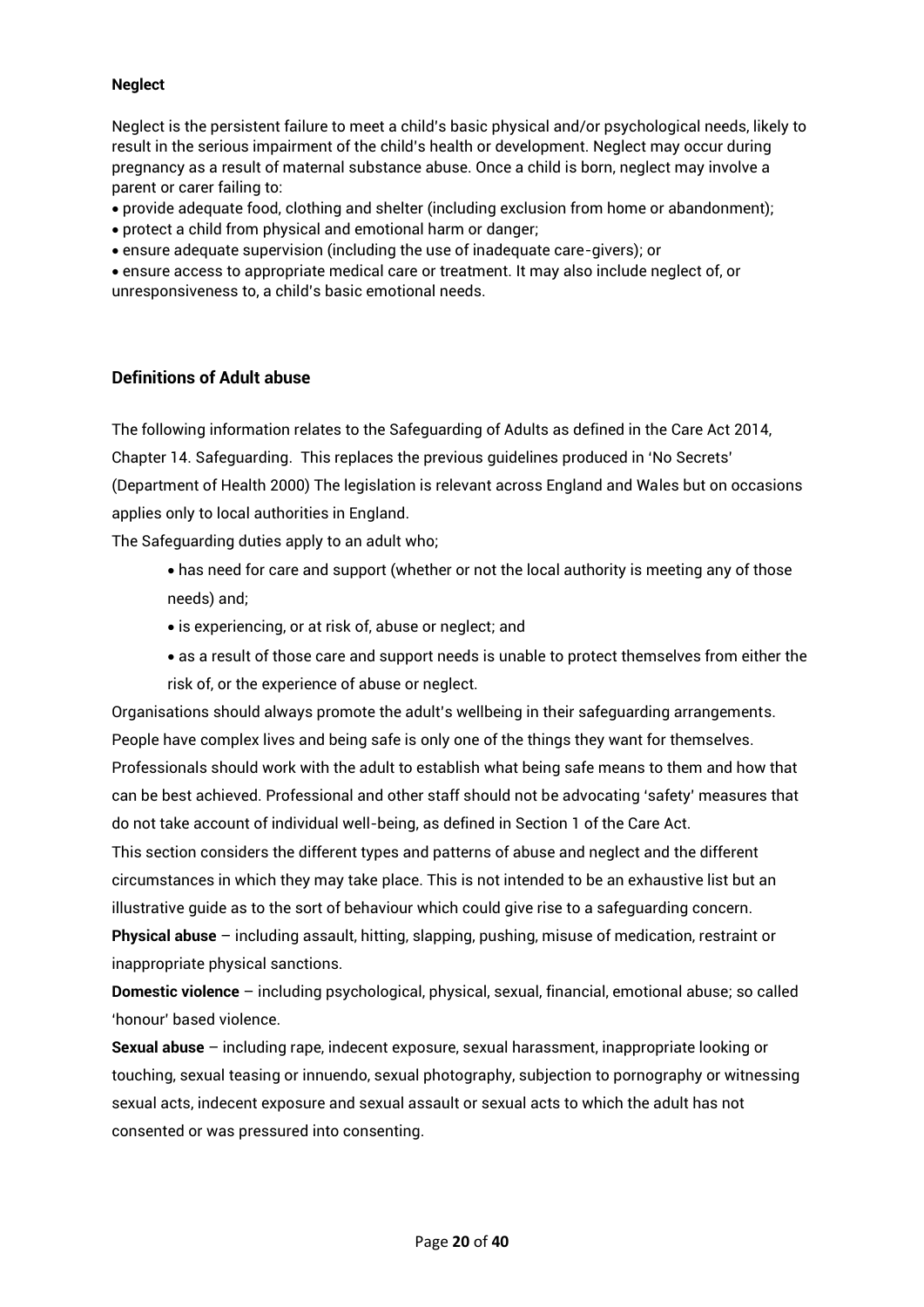**Neglect**

Neglect is the persistent failure to meet a child's basic physical and/or psychological needs, likely to result in the serious impairment of the child's health or development. Neglect may occur during pregnancy as a result of maternal substance abuse. Once a child is born, neglect may involve a parent or carer failing to:

- provide adequate food, clothing and shelter (including exclusion from home or abandonment);
- protect a child from physical and emotional harm or danger;
- ensure adequate supervision (including the use of inadequate care-givers); or
- ensure access to appropriate medical care or treatment. It may also include neglect of, or unresponsiveness to, a child's basic emotional needs.

## Definitions of Adult abuse

The following information relates to the Safeguarding of Adults as defined in the Care Act 2014, Chapter 14. Safeguarding. This replaces the previous guidelines produced in 'No Secrets' (Department of Health 2000) The legislation is relevant across England and Wales but on occasions applies only to local authorities in England.

The Safeguarding duties apply to an adult who;

- has need for care and support (whether or not the local authority is meeting any of those needs) and;
- is experiencing, or at risk of, abuse or neglect; and
- as a result of those care and support needs is unable to protect themselves from either the risk of, or the experience of abuse or neglect.

Organisations should always promote the adult's wellbeing in their safeguarding arrangements. People have complex lives and being safe is only one of the things they want for themselves. Professionals should work with the adult to establish what being safe means to them and how that can be best achieved. Professional and other staff should not be advocating 'safety' measures that do not take account of individual well-being, as defined in Section 1 of the Care Act.

This section considers the different types and patterns of abuse and neglect and the different circumstances in which they may take place. This is not intended to be an exhaustive list but an illustrative guide as to the sort of behaviour which could give rise to a safeguarding concern.

**Physical abuse** – including assault, hitting, slapping, pushing, misuse of medication, restraint or inappropriate physical sanctions.

**Domestic violence** – including psychological, physical, sexual, financial, emotional abuse; so called 'honour' based violence.

**Sexual abuse** – including rape, indecent exposure, sexual harassment, inappropriate looking or touching, sexual teasing or innuendo, sexual photography, subjection to pornography or witnessing sexual acts, indecent exposure and sexual assault or sexual acts to which the adult has not consented or was pressured into consenting.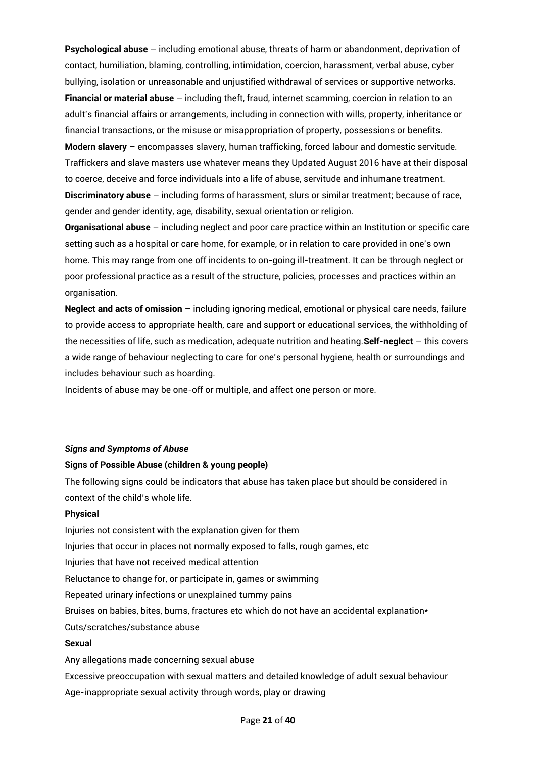**Psychological abuse** – including emotional abuse, threats of harm or abandonment, deprivation of contact, humiliation, blaming, controlling, intimidation, coercion, harassment, verbal abuse, cyber bullying, isolation or unreasonable and unjustified withdrawal of services or supportive networks.

**Financial or material abuse** – including theft, fraud, internet scamming, coercion in relation to an adult's financial affairs or arrangements, including in connection with wills, property, inheritance or financial transactions, or the misuse or misappropriation of property, possessions or benefits.

**Modern slavery** – encompasses slavery, human trafficking, forced labour and domestic servitude. Traffickers and slave masters use whatever means they Updated August 2016 have at their disposal to coerce, deceive and force individuals into a life of abuse, servitude and inhumane treatment.

**Discriminatory abuse** – including forms of harassment, slurs or similar treatment; because of race, gender and gender identity, age, disability, sexual orientation or religion.

**Organisational abuse** – including neglect and poor care practice within an Institution or specific care setting such as a hospital or care home, for example, or in relation to care provided in one's own home. This may range from one off incidents to on-going ill-treatment. It can be through neglect or poor professional practice as a result of the structure, policies, processes and practices within an organisation.

**Neglect and acts of omission** – including ignoring medical, emotional or physical care needs, failure to provide access to appropriate health, care and support or educational services, the withholding of the necessities of life, such as medication, adequate nutrition and heating.**Self-neglect** – this covers a wide range of behaviour neglecting to care for one's personal hygiene, health or surroundings and includes behaviour such as hoarding.

Incidents of abuse may be one-off or multiple, and affect one person or more.

***Signs and Symptoms of Abuse***

**Signs of Possible Abuse (children & young people)**

The following signs could be indicators that abuse has taken place but should be considered in context of the child's whole life.

**Physical**

Injuries not consistent with the explanation given for them

Injuries that occur in places not normally exposed to falls, rough games, etc

Injuries that have not received medical attention

Reluctance to change for, or participate in, games or swimming

Repeated urinary infections or unexplained tummy pains

Bruises on babies, bites, burns, fractures etc which do not have an accidental explanation*

Cuts/scratches/substance abuse

**Sexual**

Any allegations made concerning sexual abuse

Excessive preoccupation with sexual matters and detailed knowledge of adult sexual behaviour

Age-inappropriate sexual activity through words, play or drawing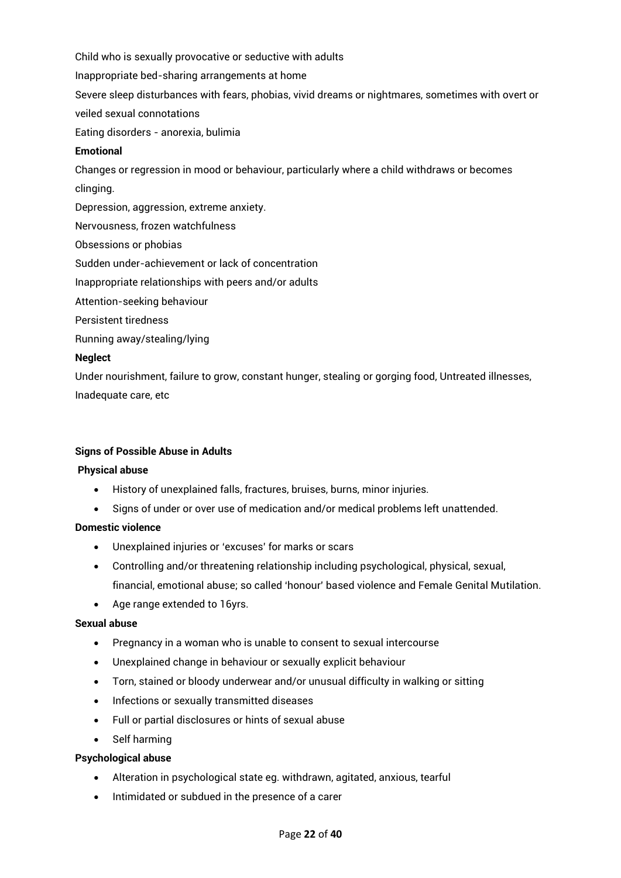Child who is sexually provocative or seductive with adults

Inappropriate bed-sharing arrangements at home

Severe sleep disturbances with fears, phobias, vivid dreams or nightmares, sometimes with overt or veiled sexual connotations

Eating disorders - anorexia, bulimia

**Emotional**

Changes or regression in mood or behaviour, particularly where a child withdraws or becomes clinging.

Depression, aggression, extreme anxiety.

Nervousness, frozen watchfulness

Obsessions or phobias

Sudden under-achievement or lack of concentration

Inappropriate relationships with peers and/or adults

Attention-seeking behaviour

Persistent tiredness

Running away/stealing/lying

**Neglect**

Under nourishment, failure to grow, constant hunger, stealing or gorging food, Untreated illnesses, Inadequate care, etc

**Signs of Possible Abuse in Adults**

**Physical abuse**

- History of unexplained falls, fractures, bruises, burns, minor injuries.
- Signs of under or over use of medication and/or medical problems left unattended.

**Domestic violence**

- Unexplained injuries or 'excuses' for marks or scars
- Controlling and/or threatening relationship including psychological, physical, sexual, financial, emotional abuse; so called 'honour' based violence and Female Genital Mutilation.
- Age range extended to 16yrs.

**Sexual abuse**

- Pregnancy in a woman who is unable to consent to sexual intercourse
- Unexplained change in behaviour or sexually explicit behaviour
- Torn, stained or bloody underwear and/or unusual difficulty in walking or sitting
- Infections or sexually transmitted diseases
- Full or partial disclosures or hints of sexual abuse
- Self harming

**Psychological abuse**

- Alteration in psychological state eg. withdrawn, agitated, anxious, tearful
- Intimidated or subdued in the presence of a carer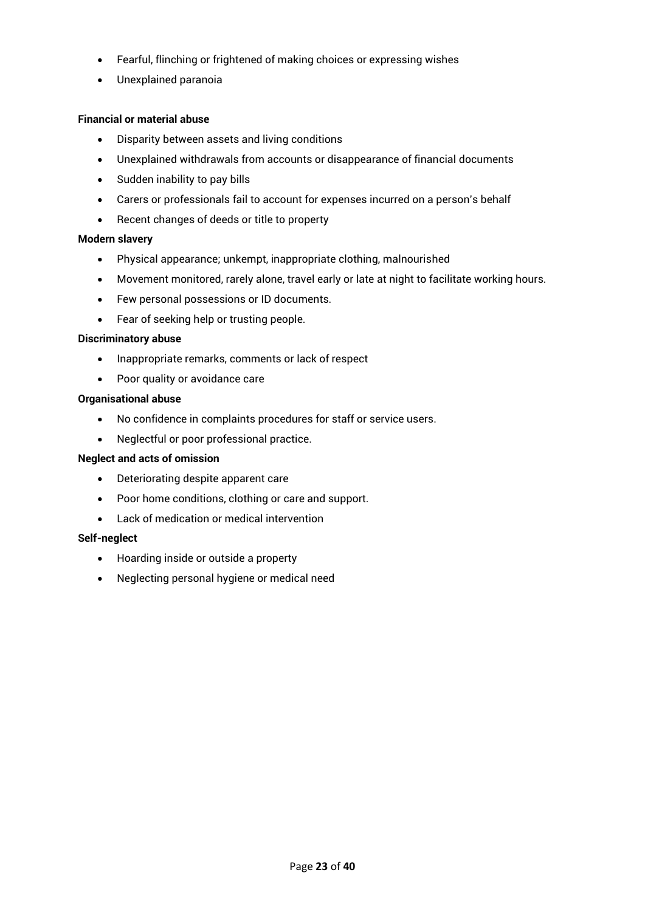- Fearful, flinching or frightened of making choices or expressing wishes
- Unexplained paranoia

**Financial or material abuse**

- Disparity between assets and living conditions
- Unexplained withdrawals from accounts or disappearance of financial documents
- Sudden inability to pay bills
- Carers or professionals fail to account for expenses incurred on a person's behalf
- Recent changes of deeds or title to property

**Modern slavery**

- Physical appearance; unkempt, inappropriate clothing, malnourished
- Movement monitored, rarely alone, travel early or late at night to facilitate working hours.
- Few personal possessions or ID documents.
- Fear of seeking help or trusting people.

**Discriminatory abuse**

- Inappropriate remarks, comments or lack of respect
- Poor quality or avoidance care

**Organisational abuse**

- No confidence in complaints procedures for staff or service users.
- Neglectful or poor professional practice.

**Neglect and acts of omission**

- Deteriorating despite apparent care
- Poor home conditions, clothing or care and support.
- Lack of medication or medical intervention

**Self-neglect**

- Hoarding inside or outside a property
- Neglecting personal hygiene or medical need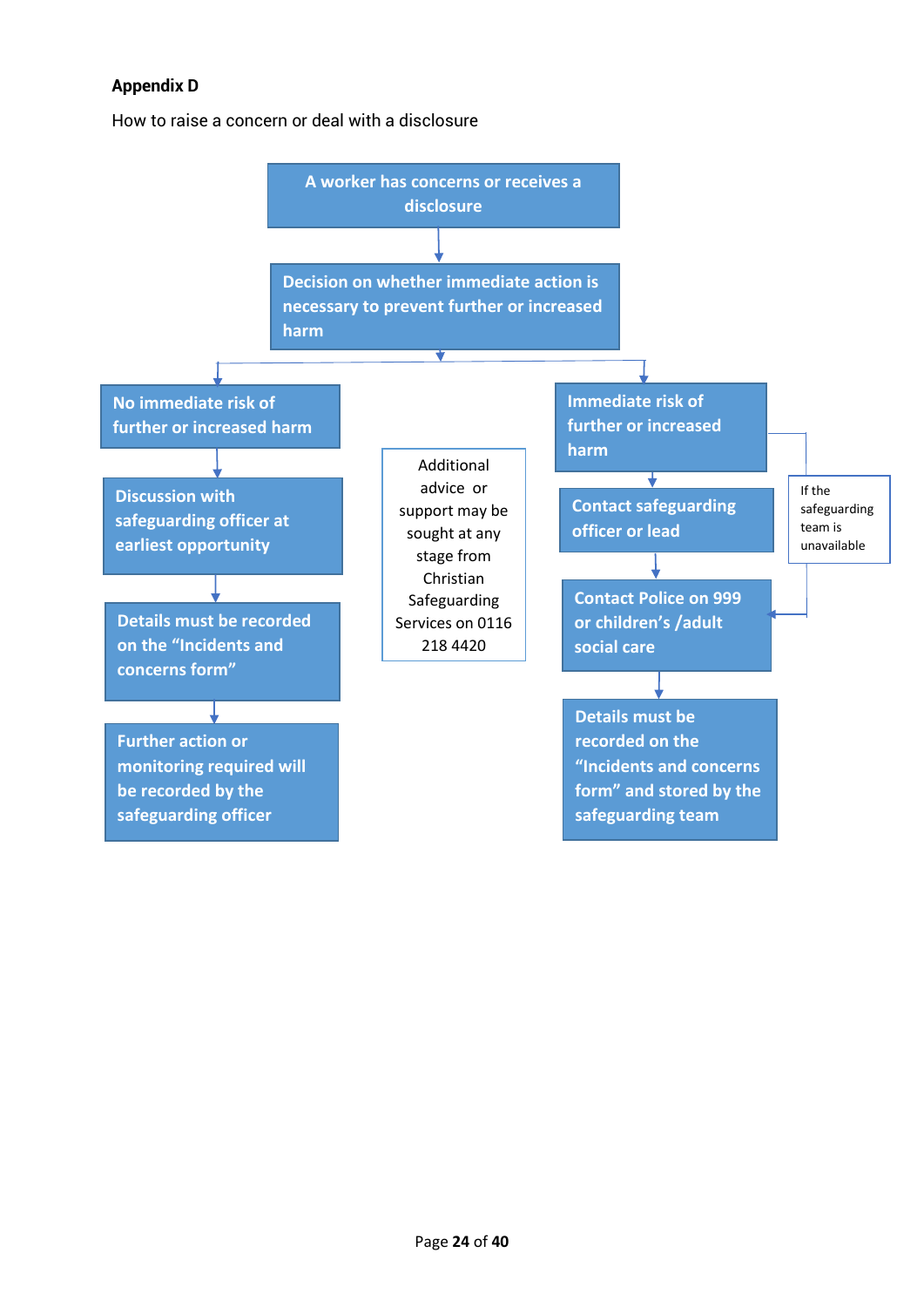**Appendix D**

How to raise a concern or deal with a disclosure

**A worker has concerns or receives a disclosure**

↓

**Decision on whether immediate action is necessary to prevent further or increased harm**

**No immediate risk of further or increased harm**

↓

**Discussion with safeguarding officer at earliest opportunity**

↓

**Details must be recorded on the "Incidents and concerns form"**

↓

**Further action or monitoring required will be recorded by the safeguarding officer**

**Immediate risk of further or increased harm**

↓

**Contact safeguarding officer or lead**

↓

**Contact Police on 999 or children's /adult social care**

↓

**Details must be recorded on the "Incidents and concerns form" and stored by the safeguarding team**

If the safeguarding team is unavailable (from "Immediate risk of further or increased harm" directly to "Contact Police on 999 or children's /adult social care")

Additional advice or support may be sought at any stage from Christian Safeguarding Services on 0116 218 4420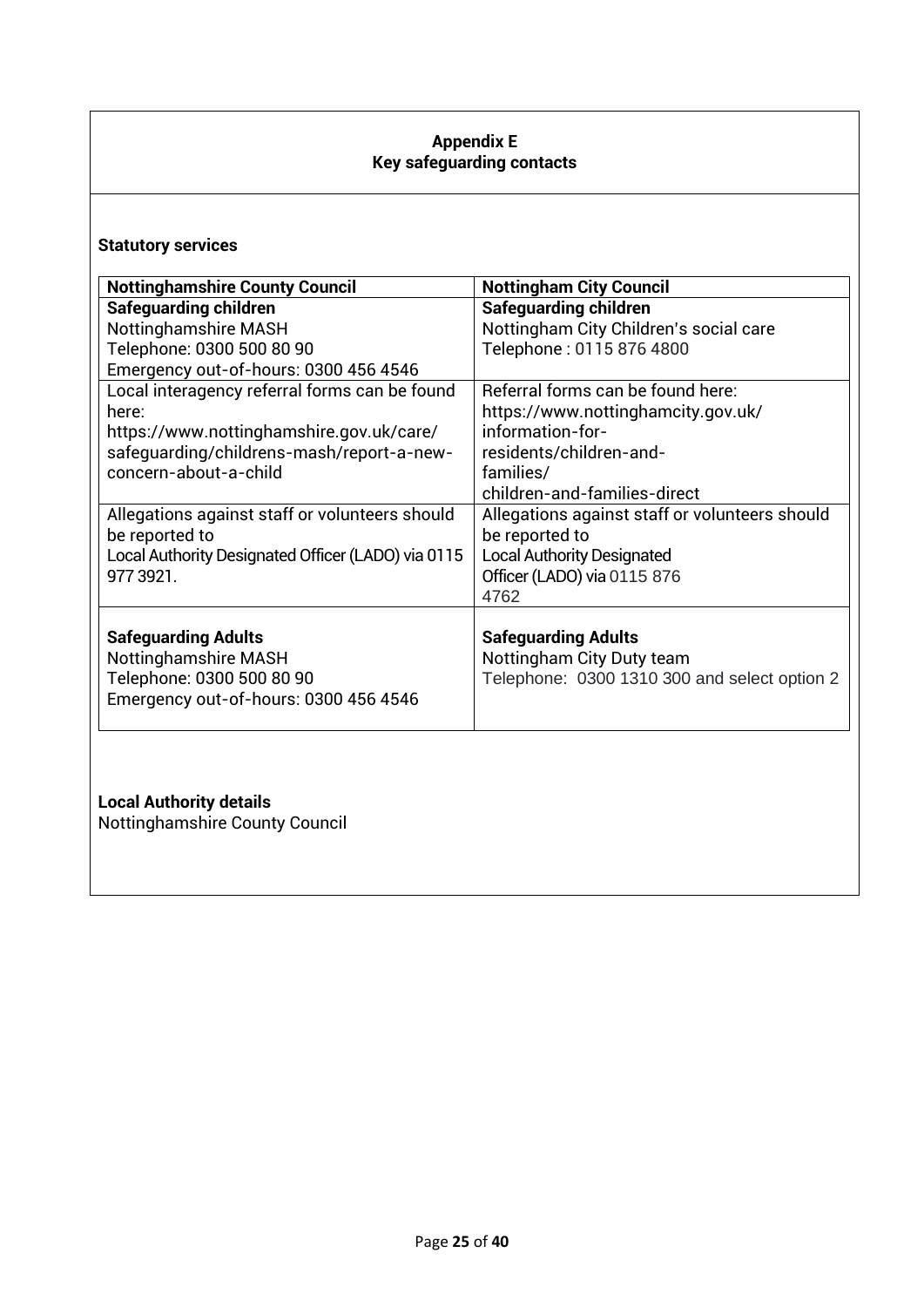**Appendix E**
**Key safeguarding contacts**

**Statutory services**

| Nottinghamshire County Council | Nottingham City Council |
|---|---|
| **Safeguarding children**<br>Nottinghamshire MASH<br>Telephone: 0300 500 80 90<br>Emergency out-of-hours: 0300 456 4546 | **Safeguarding children**<br>Nottingham City Children's social care<br>Telephone : 0115 876 4800 |
| Local interagency referral forms can be found here:<br>https://www.nottinghamshire.gov.uk/care/safeguarding/childrens-mash/report-a-new-concern-about-a-child | Referral forms can be found here:<br>https://www.nottinghamcity.gov.uk/information-for-residents/children-and-families/children-and-families-direct |
| Allegations against staff or volunteers should be reported to<br>Local Authority Designated Officer (LADO) via 0115 977 3921. | Allegations against staff or volunteers should be reported to<br>Local Authority Designated Officer (LADO) via 0115 876 4762 |
| **Safeguarding Adults**<br>Nottinghamshire MASH<br>Telephone: 0300 500 80 90<br>Emergency out-of-hours: 0300 456 4546 | **Safeguarding Adults**<br>Nottingham City Duty team<br>Telephone: 0300 1310 300 and select option 2 |

**Local Authority details**

Nottinghamshire County Council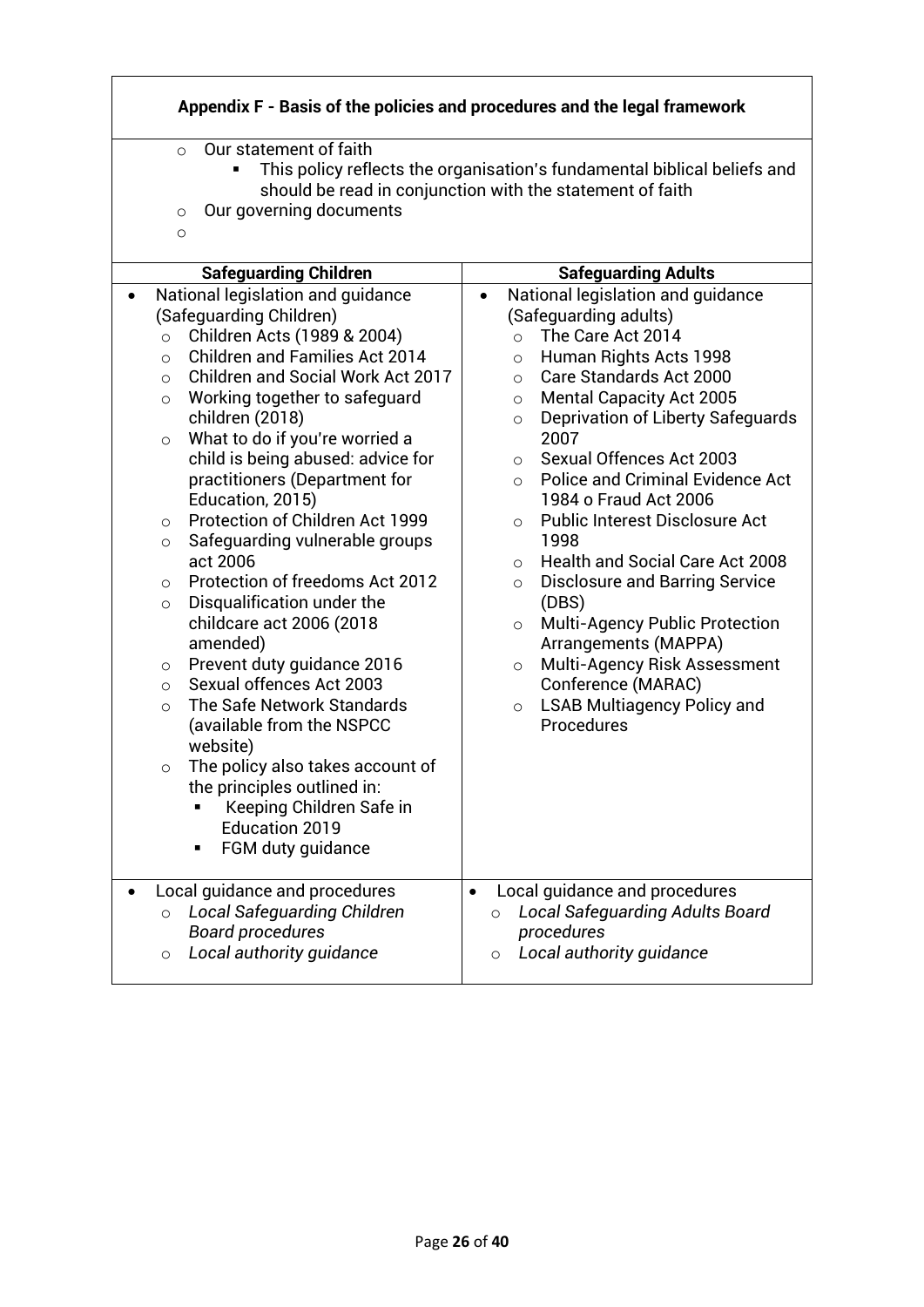**Appendix F - Basis of the policies and procedures and the legal framework**

- Our statement of faith
  - This policy reflects the organisation's fundamental biblical beliefs and should be read in conjunction with the statement of faith
- Our governing documents
-

| Safeguarding Children | Safeguarding Adults |
|---|---|
| • National legislation and guidance (Safeguarding Children)<br>○ Children Acts (1989 & 2004)<br>○ Children and Families Act 2014<br>○ Children and Social Work Act 2017<br>○ Working together to safeguard children (2018)<br>○ What to do if you're worried a child is being abused: advice for practitioners (Department for Education, 2015)<br>○ Protection of Children Act 1999<br>○ Safeguarding vulnerable groups act 2006<br>○ Protection of freedoms Act 2012<br>○ Disqualification under the childcare act 2006 (2018 amended)<br>○ Prevent duty guidance 2016<br>○ Sexual offences Act 2003<br>○ The Safe Network Standards (available from the NSPCC website)<br>○ The policy also takes account of the principles outlined in:<br>▪ Keeping Children Safe in Education 2019<br>▪ FGM duty guidance | • National legislation and guidance (Safeguarding adults)<br>○ The Care Act 2014<br>○ Human Rights Acts 1998<br>○ Care Standards Act 2000<br>○ Mental Capacity Act 2005<br>○ Deprivation of Liberty Safeguards 2007<br>○ Sexual Offences Act 2003<br>○ Police and Criminal Evidence Act 1984 o Fraud Act 2006<br>○ Public Interest Disclosure Act 1998<br>○ Health and Social Care Act 2008<br>○ Disclosure and Barring Service (DBS)<br>○ Multi-Agency Public Protection Arrangements (MAPPA)<br>○ Multi-Agency Risk Assessment Conference (MARAC)<br>○ LSAB Multiagency Policy and Procedures |
| • Local guidance and procedures<br>○ *Local Safeguarding Children Board procedures*<br>○ *Local authority guidance* | • Local guidance and procedures<br>○ *Local Safeguarding Adults Board procedures*<br>○ *Local authority guidance* |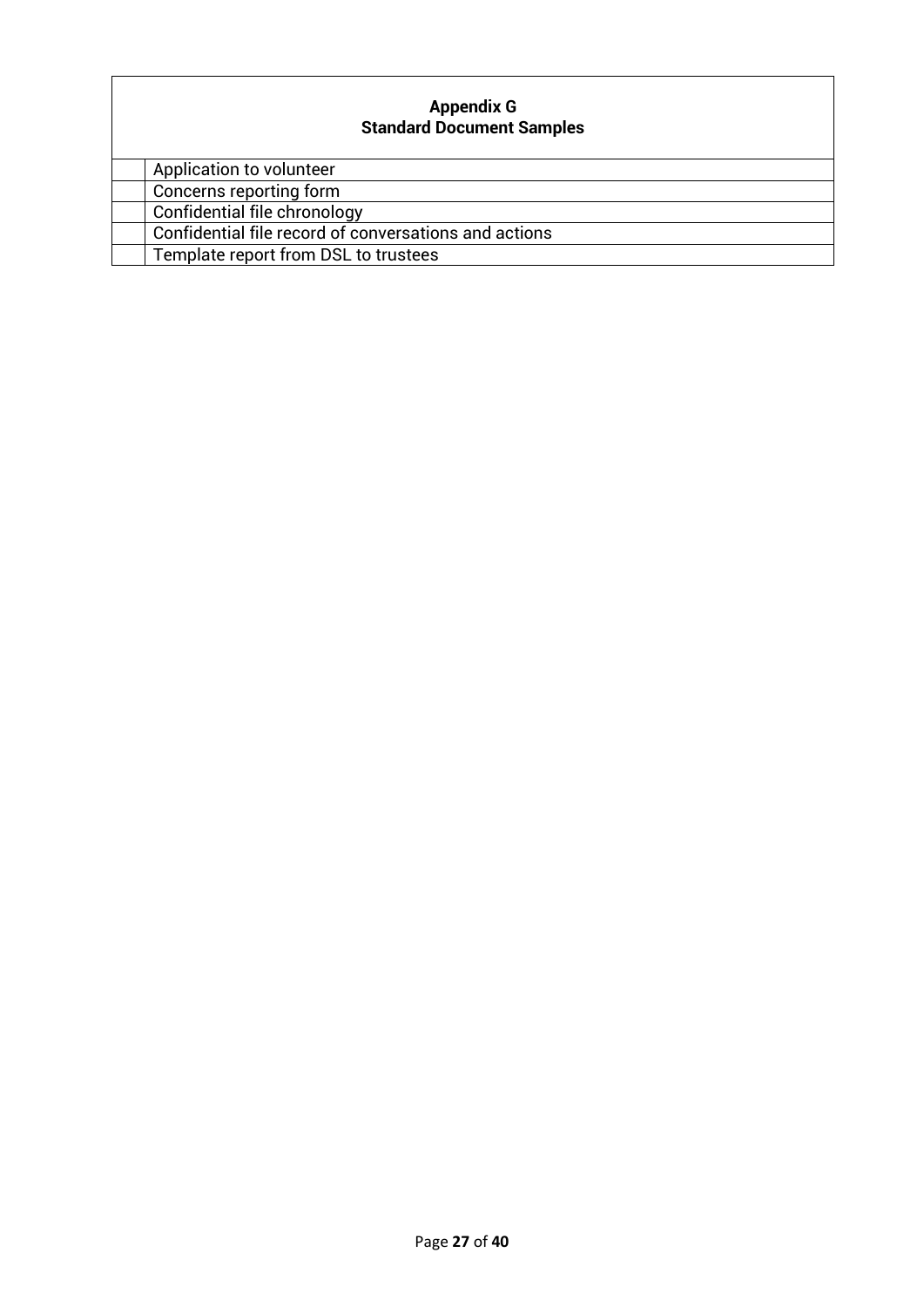## Appendix G
## Standard Document Samples

| | |
|---|---|
| | Application to volunteer |
| | Concerns reporting form |
| | Confidential file chronology |
| | Confidential file record of conversations and actions |
| | Template report from DSL to trustees |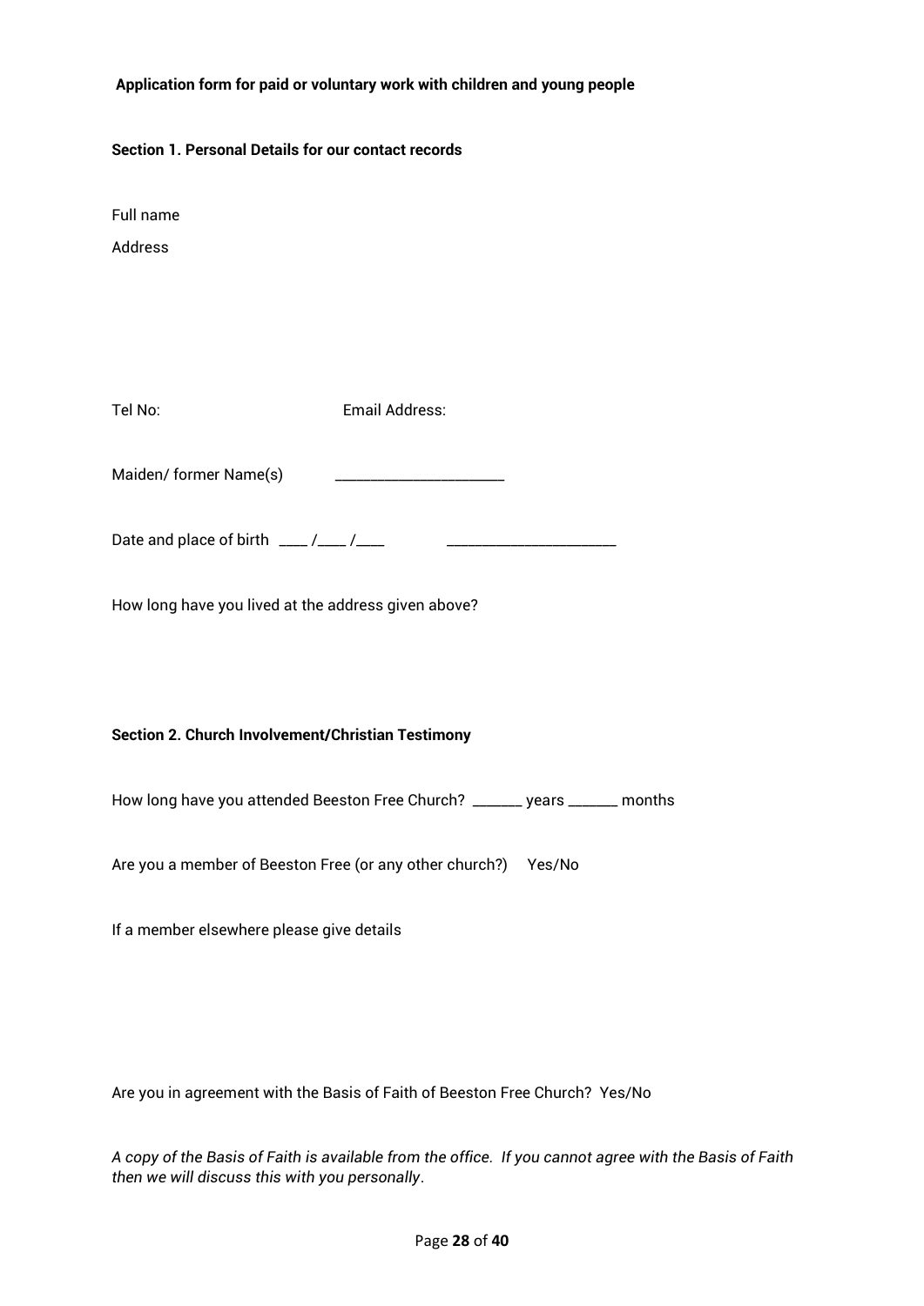**Application form for paid or voluntary work with children and young people**

**Section 1. Personal Details for our contact records**

Full name

Address

Tel No: Email Address:

Maiden/ former Name(s) ______________________

Date and place of birth ____ /____ /____ ______________________

How long have you lived at the address given above?

**Section 2. Church Involvement/Christian Testimony**

How long have you attended Beeston Free Church? _______ years _______ months

Are you a member of Beeston Free (or any other church?) Yes/No

If a member elsewhere please give details

Are you in agreement with the Basis of Faith of Beeston Free Church? Yes/No

*A copy of the Basis of Faith is available from the office. If you cannot agree with the Basis of Faith then we will discuss this with you personally*.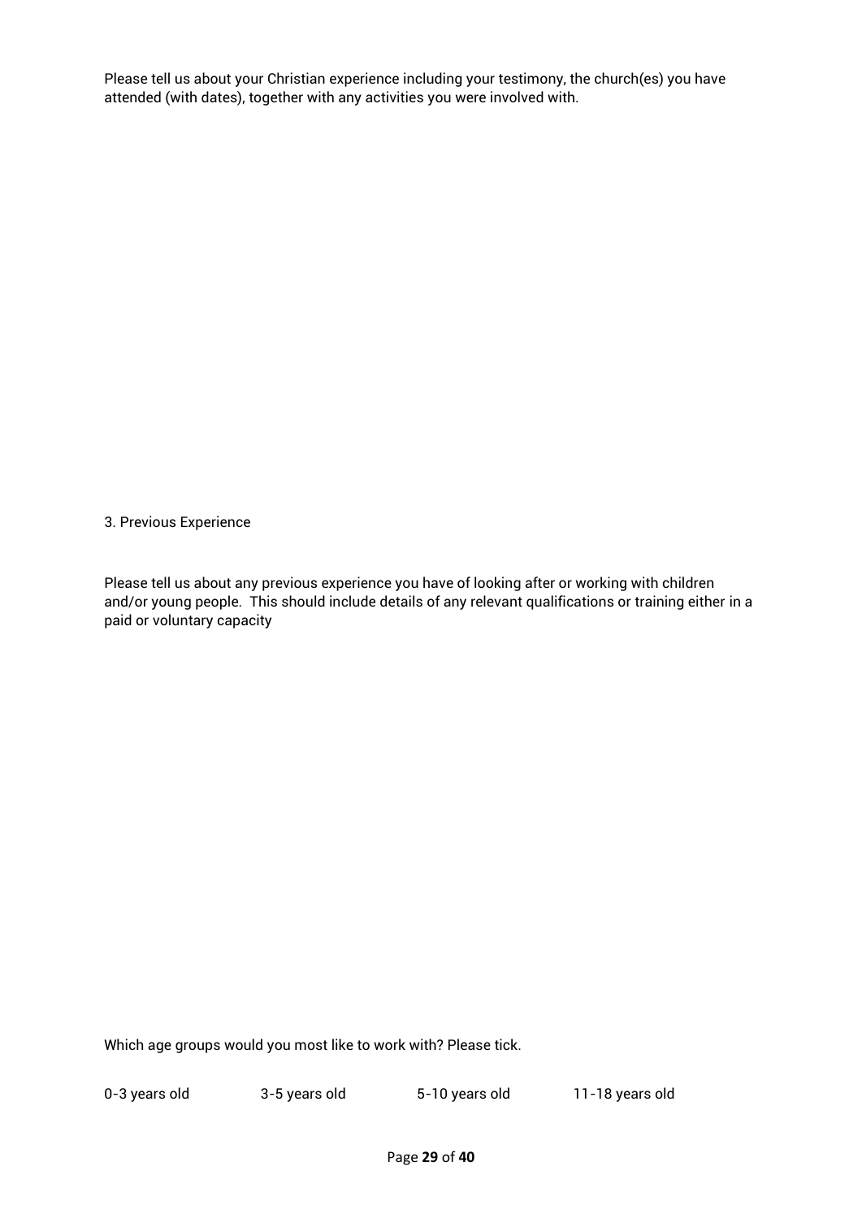Please tell us about your Christian experience including your testimony, the church(es) you have attended (with dates), together with any activities you were involved with.

3. Previous Experience

Please tell us about any previous experience you have of looking after or working with children and/or young people. This should include details of any relevant qualifications or training either in a paid or voluntary capacity

Which age groups would you most like to work with? Please tick.

0-3 years old 3-5 years old 5-10 years old 11-18 years old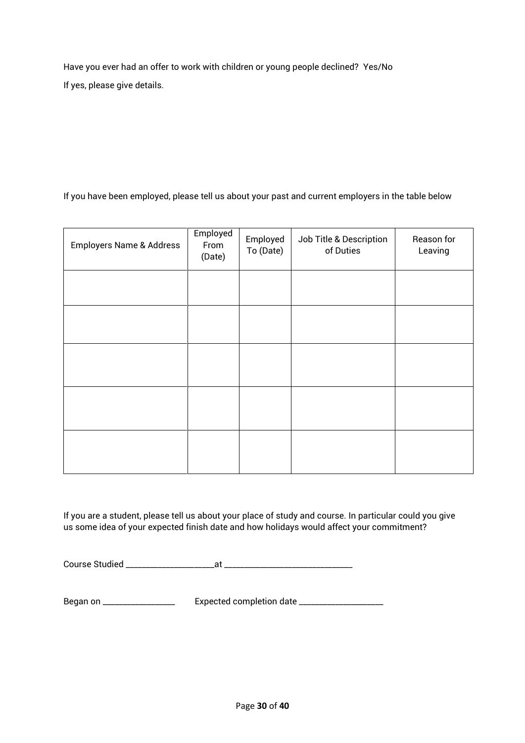Have you ever had an offer to work with children or young people declined? Yes/No

If yes, please give details.

If you have been employed, please tell us about your past and current employers in the table below

| Employers Name & Address | Employed From (Date) | Employed To (Date) | Job Title & Description of Duties | Reason for Leaving |
|---|---|---|---|---|
| | | | | |
| | | | | |
| | | | | |
| | | | | |
| | | | | |

If you are a student, please tell us about your place of study and course. In particular could you give us some idea of your expected finish date and how holidays would affect your commitment?

Course Studied ____________________at _____________________________

Began on ________________ Expected completion date ___________________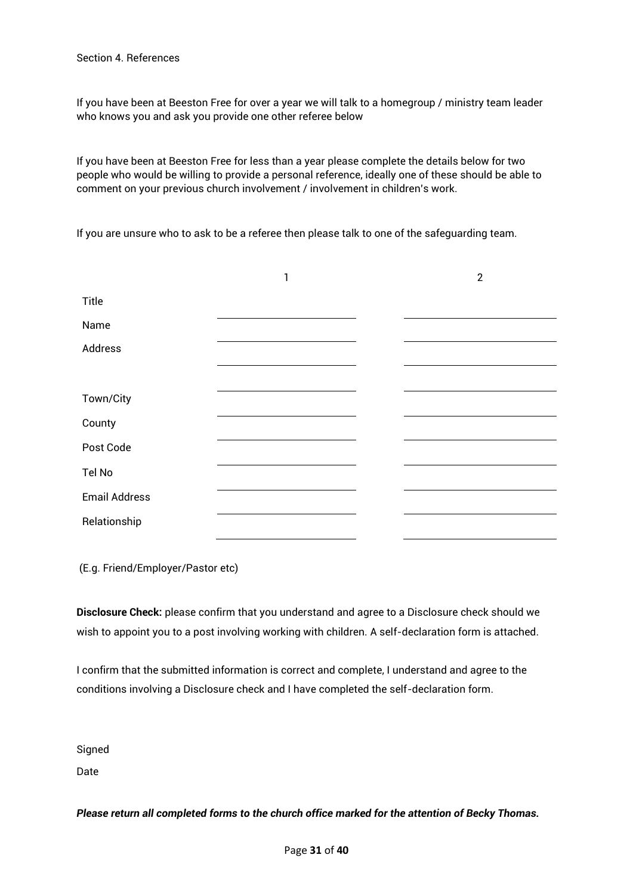Section 4. References

If you have been at Beeston Free for over a year we will talk to a homegroup / ministry team leader who knows you and ask you provide one other referee below

If you have been at Beeston Free for less than a year please complete the details below for two people who would be willing to provide a personal reference, ideally one of these should be able to comment on your previous church involvement / involvement in children's work.

If you are unsure who to ask to be a referee then please talk to one of the safeguarding team.

| | 1 | 2 |
|---|---|---|
| Title | | |
| Name | | |
| Address | | |
| | | |
| Town/City | | |
| County | | |
| Post Code | | |
| Tel No | | |
| Email Address | | |
| Relationship | | |

(E.g. Friend/Employer/Pastor etc)

**Disclosure Check:** please confirm that you understand and agree to a Disclosure check should we wish to appoint you to a post involving working with children. A self-declaration form is attached.

I confirm that the submitted information is correct and complete, I understand and agree to the conditions involving a Disclosure check and I have completed the self-declaration form.

Signed

Date

***Please return all completed forms to the church office marked for the attention of Becky Thomas.***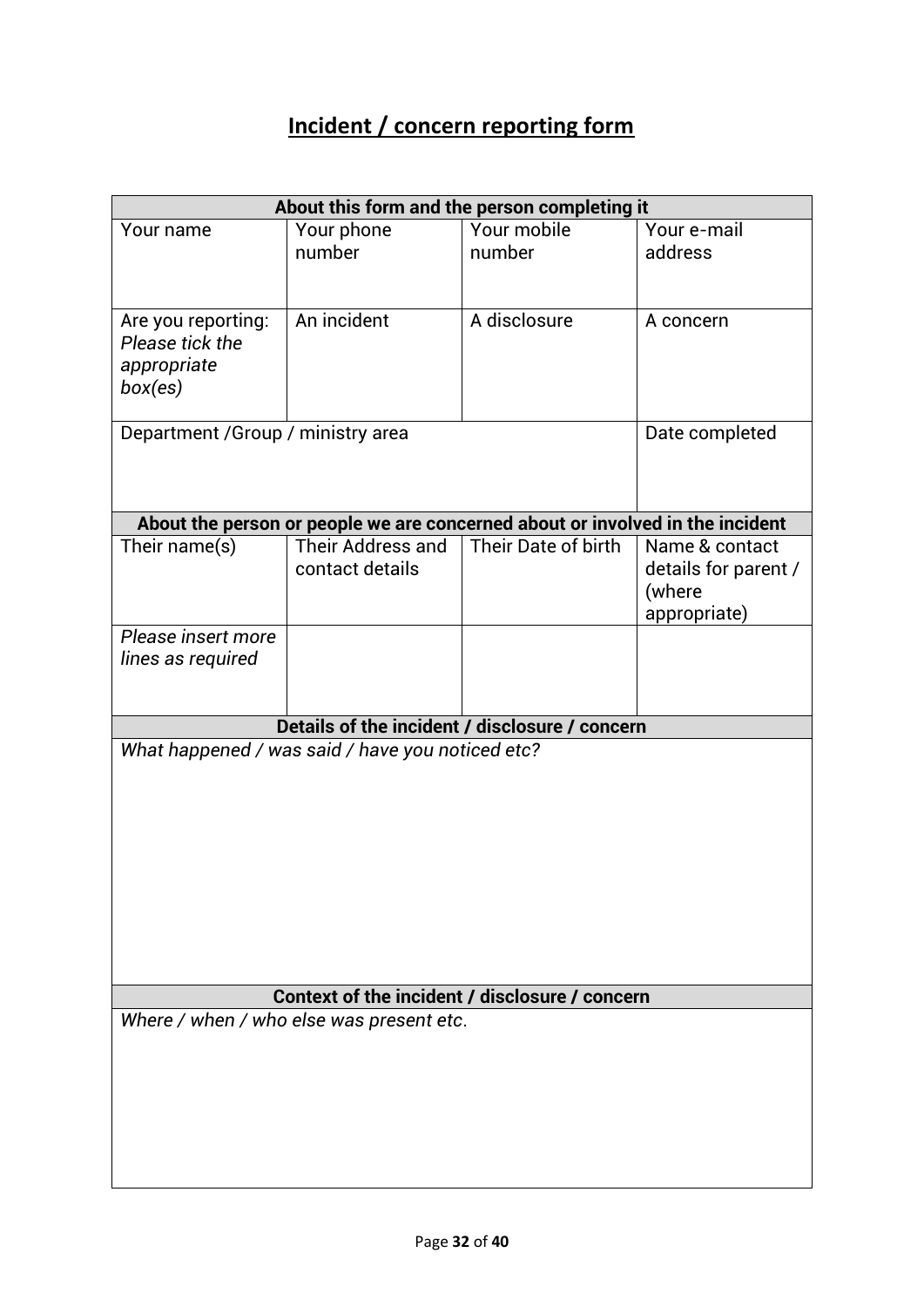# Incident / concern reporting form

| **About this form and the person completing it** | | | |
|---|---|---|---|
| Your name | Your phone number | Your mobile number | Your e-mail address |
| Are you reporting: *Please tick the appropriate box(es)* | An incident | A disclosure | A concern |
| Department /Group / ministry area | | | Date completed |
| **About the person or people we are concerned about or involved in the incident** | | | |
| Their name(s) | Their Address and contact details | Their Date of birth | Name & contact details for parent / (where appropriate) |
| *Please insert more lines as required* | | | |
| **Details of the incident / disclosure / concern** | | | |
| *What happened / was said / have you noticed etc?* | | | |
| **Context of the incident / disclosure / concern** | | | |
| *Where / when / who else was present etc.* | | | |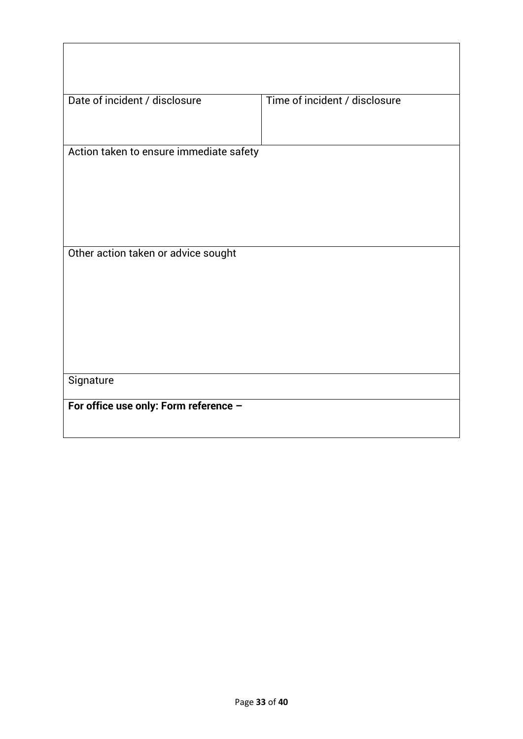| | |
|---|---|
| Date of incident / disclosure | Time of incident / disclosure |
| Action taken to ensure immediate safety | |
| Other action taken or advice sought | |
| Signature | |
| **For office use only: Form reference –** | |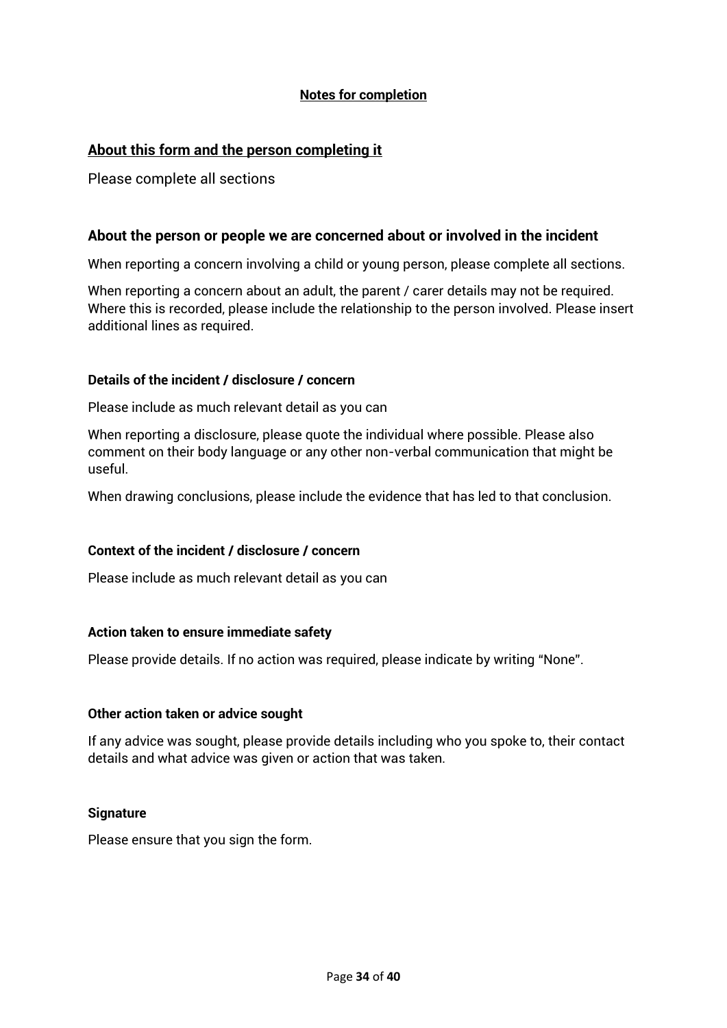# Notes for completion

## About this form and the person completing it

Please complete all sections

### About the person or people we are concerned about or involved in the incident

When reporting a concern involving a child or young person, please complete all sections.

When reporting a concern about an adult, the parent / carer details may not be required. Where this is recorded, please include the relationship to the person involved. Please insert additional lines as required.

#### Details of the incident / disclosure / concern

Please include as much relevant detail as you can

When reporting a disclosure, please quote the individual where possible. Please also comment on their body language or any other non-verbal communication that might be useful.

When drawing conclusions, please include the evidence that has led to that conclusion.

#### Context of the incident / disclosure / concern

Please include as much relevant detail as you can

#### Action taken to ensure immediate safety

Please provide details. If no action was required, please indicate by writing “None”.

#### Other action taken or advice sought

If any advice was sought, please provide details including who you spoke to, their contact details and what advice was given or action that was taken.

#### Signature

Please ensure that you sign the form.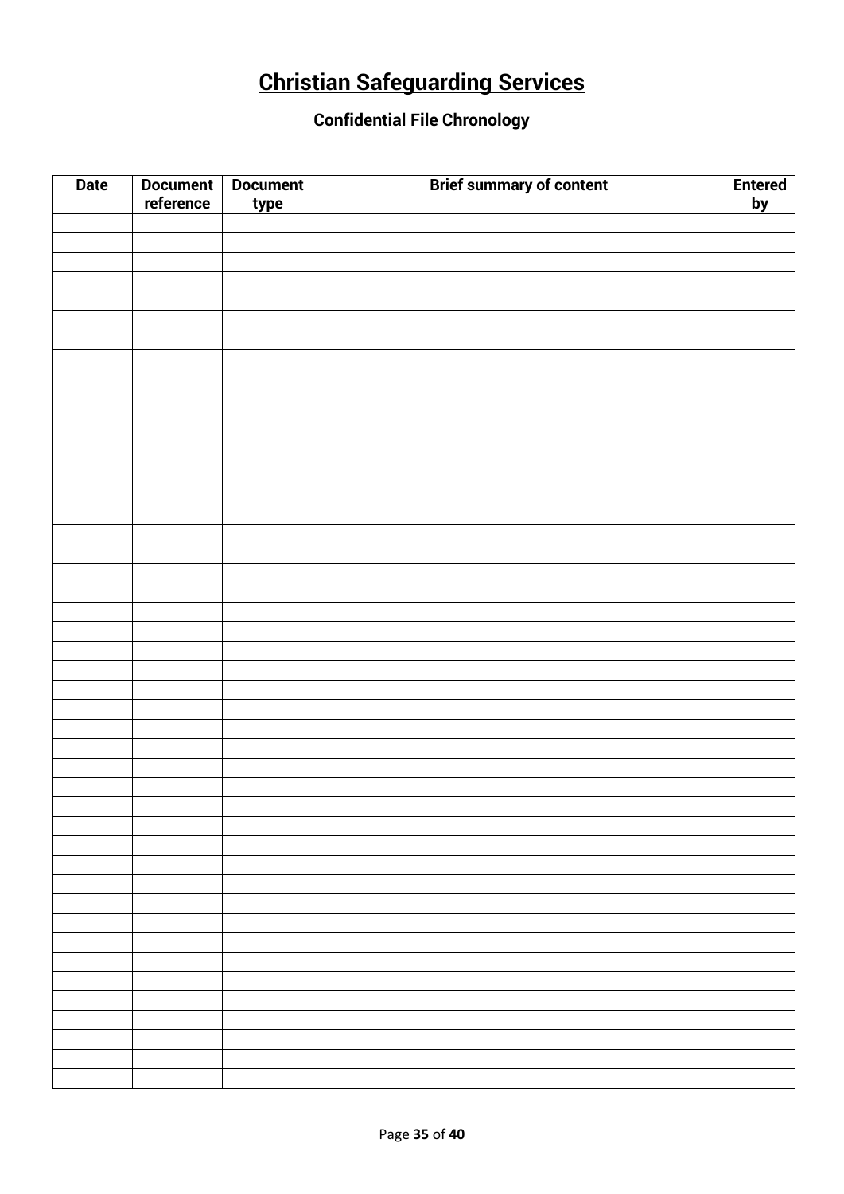# Christian Safeguarding Services

### Confidential File Chronology

| Date | Document reference | Document type | Brief summary of content | Entered by |
|---|---|---|---|---|
| | | | | |
| | | | | |
| | | | | |
| | | | | |
| | | | | |
| | | | | |
| | | | | |
| | | | | |
| | | | | |
| | | | | |
| | | | | |
| | | | | |
| | | | | |
| | | | | |
| | | | | |
| | | | | |
| | | | | |
| | | | | |
| | | | | |
| | | | | |
| | | | | |
| | | | | |
| | | | | |
| | | | | |
| | | | | |
| | | | | |
| | | | | |
| | | | | |
| | | | | |
| | | | | |
| | | | | |
| | | | | |
| | | | | |
| | | | | |
| | | | | |
| | | | | |
| | | | | |
| | | | | |
| | | | | |
| | | | | |
| | | | | |
| | | | | |
| | | | | |
| | | | | |
| | | | | |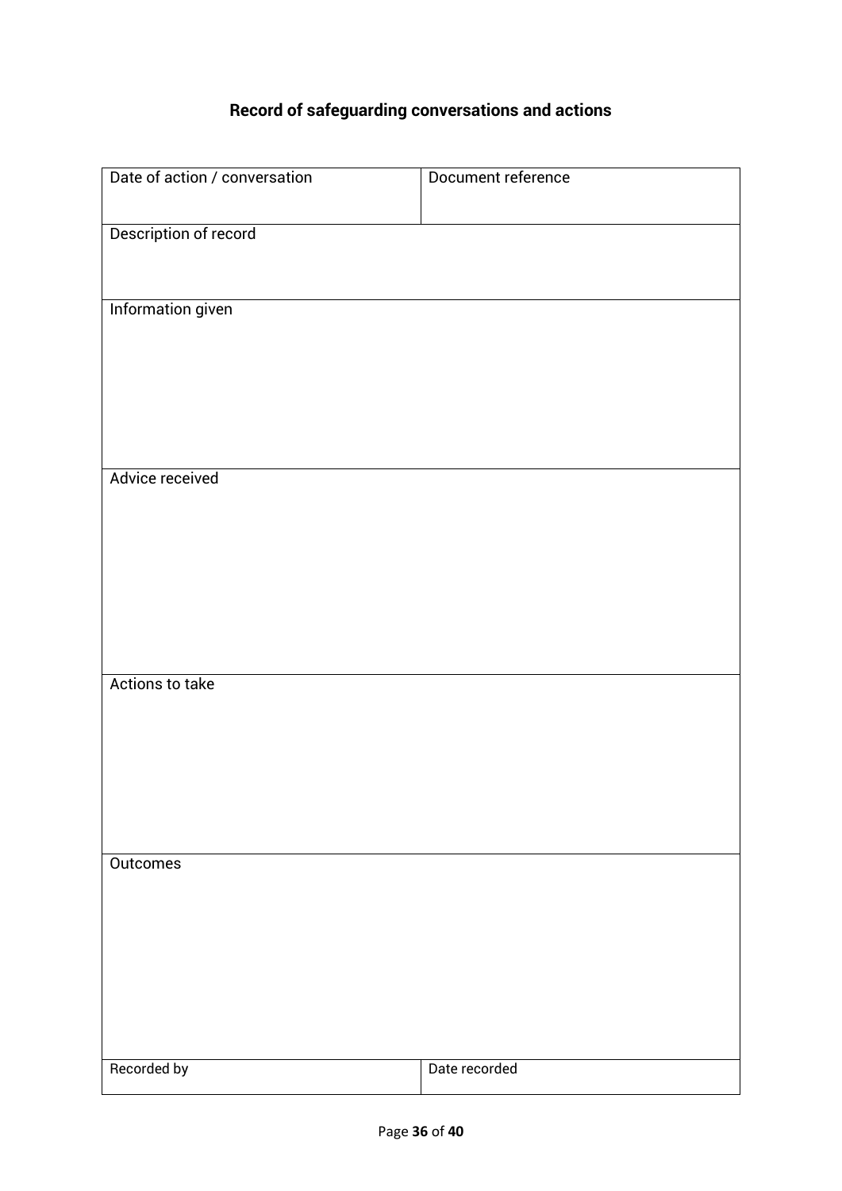**Record of safeguarding conversations and actions**

| Date of action / conversation | Document reference |
|---|---|
| Description of record | |
| Information given | |
| Advice received | |
| Actions to take | |
| Outcomes | |
| Recorded by | Date recorded |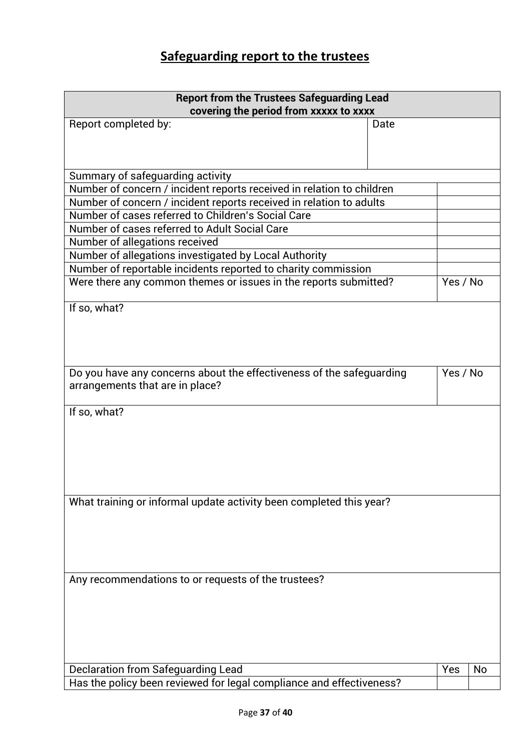# Safeguarding report to the trustees

| **Report from the Trustees Safeguarding Lead covering the period from xxxxx to xxxx** | | |
|---|---|---|
| Report completed by: | Date | |
| Summary of safeguarding activity | | |
| Number of concern / incident reports received in relation to children | | |
| Number of concern / incident reports received in relation to adults | | |
| Number of cases referred to Children's Social Care | | |
| Number of cases referred to Adult Social Care | | |
| Number of allegations received | | |
| Number of allegations investigated by Local Authority | | |
| Number of reportable incidents reported to charity commission | | |
| Were there any common themes or issues in the reports submitted? | Yes / No | |
| If so, what? | | |
| Do you have any concerns about the effectiveness of the safeguarding arrangements that are in place? | Yes / No | |
| If so, what? | | |
| What training or informal update activity been completed this year? | | |
| Any recommendations to or requests of the trustees? | | |
| Declaration from Safeguarding Lead | Yes | No |
| Has the policy been reviewed for legal compliance and effectiveness? | | |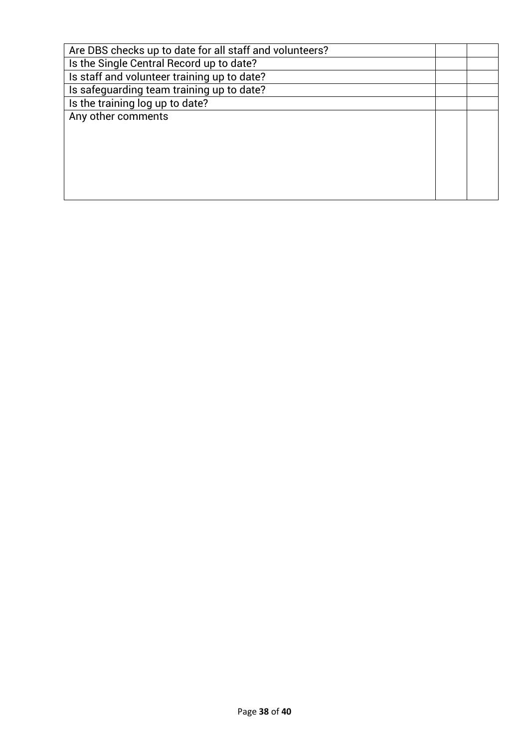| | | |
|---|---|---|
| Are DBS checks up to date for all staff and volunteers? | | |
| Is the Single Central Record up to date? | | |
| Is staff and volunteer training up to date? | | |
| Is safeguarding team training up to date? | | |
| Is the training log up to date? | | |
| Any other comments | | |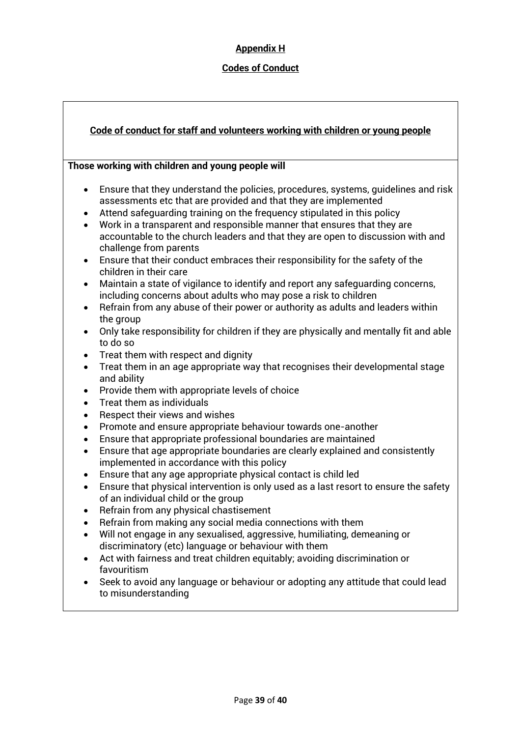## Appendix H

## Codes of Conduct

### Code of conduct for staff and volunteers working with children or young people

**Those working with children and young people will**

- Ensure that they understand the policies, procedures, systems, guidelines and risk assessments etc that are provided and that they are implemented
- Attend safeguarding training on the frequency stipulated in this policy
- Work in a transparent and responsible manner that ensures that they are accountable to the church leaders and that they are open to discussion with and challenge from parents
- Ensure that their conduct embraces their responsibility for the safety of the children in their care
- Maintain a state of vigilance to identify and report any safeguarding concerns, including concerns about adults who may pose a risk to children
- Refrain from any abuse of their power or authority as adults and leaders within the group
- Only take responsibility for children if they are physically and mentally fit and able to do so
- Treat them with respect and dignity
- Treat them in an age appropriate way that recognises their developmental stage and ability
- Provide them with appropriate levels of choice
- Treat them as individuals
- Respect their views and wishes
- Promote and ensure appropriate behaviour towards one-another
- Ensure that appropriate professional boundaries are maintained
- Ensure that age appropriate boundaries are clearly explained and consistently implemented in accordance with this policy
- Ensure that any age appropriate physical contact is child led
- Ensure that physical intervention is only used as a last resort to ensure the safety of an individual child or the group
- Refrain from any physical chastisement
- Refrain from making any social media connections with them
- Will not engage in any sexualised, aggressive, humiliating, demeaning or discriminatory (etc) language or behaviour with them
- Act with fairness and treat children equitably; avoiding discrimination or favouritism
- Seek to avoid any language or behaviour or adopting any attitude that could lead to misunderstanding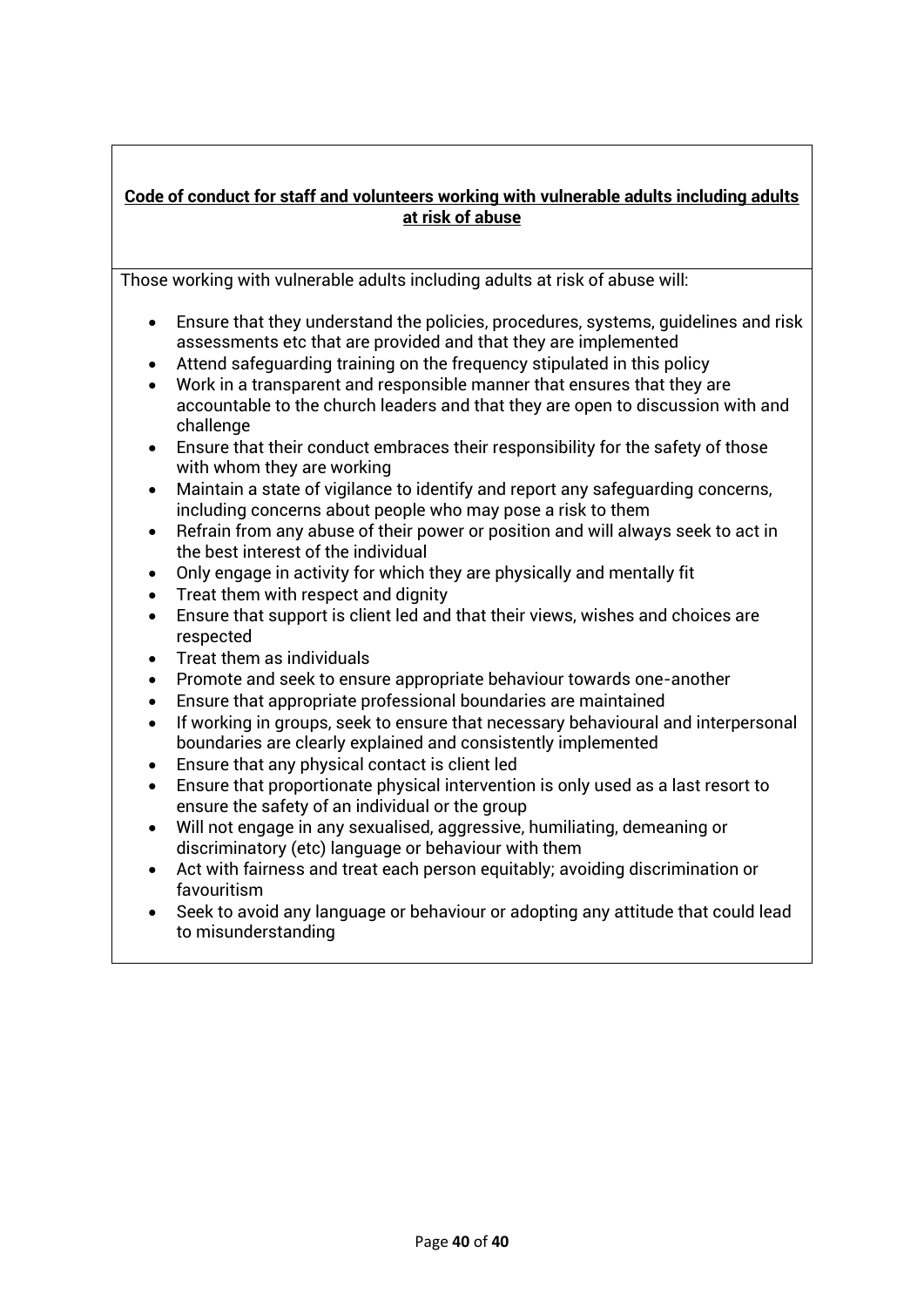**Code of conduct for staff and volunteers working with vulnerable adults including adults at risk of abuse**

Those working with vulnerable adults including adults at risk of abuse will:

- Ensure that they understand the policies, procedures, systems, guidelines and risk assessments etc that are provided and that they are implemented
- Attend safeguarding training on the frequency stipulated in this policy
- Work in a transparent and responsible manner that ensures that they are accountable to the church leaders and that they are open to discussion with and challenge
- Ensure that their conduct embraces their responsibility for the safety of those with whom they are working
- Maintain a state of vigilance to identify and report any safeguarding concerns, including concerns about people who may pose a risk to them
- Refrain from any abuse of their power or position and will always seek to act in the best interest of the individual
- Only engage in activity for which they are physically and mentally fit
- Treat them with respect and dignity
- Ensure that support is client led and that their views, wishes and choices are respected
- Treat them as individuals
- Promote and seek to ensure appropriate behaviour towards one-another
- Ensure that appropriate professional boundaries are maintained
- If working in groups, seek to ensure that necessary behavioural and interpersonal boundaries are clearly explained and consistently implemented
- Ensure that any physical contact is client led
- Ensure that proportionate physical intervention is only used as a last resort to ensure the safety of an individual or the group
- Will not engage in any sexualised, aggressive, humiliating, demeaning or discriminatory (etc) language or behaviour with them
- Act with fairness and treat each person equitably; avoiding discrimination or favouritism
- Seek to avoid any language or behaviour or adopting any attitude that could lead to misunderstanding